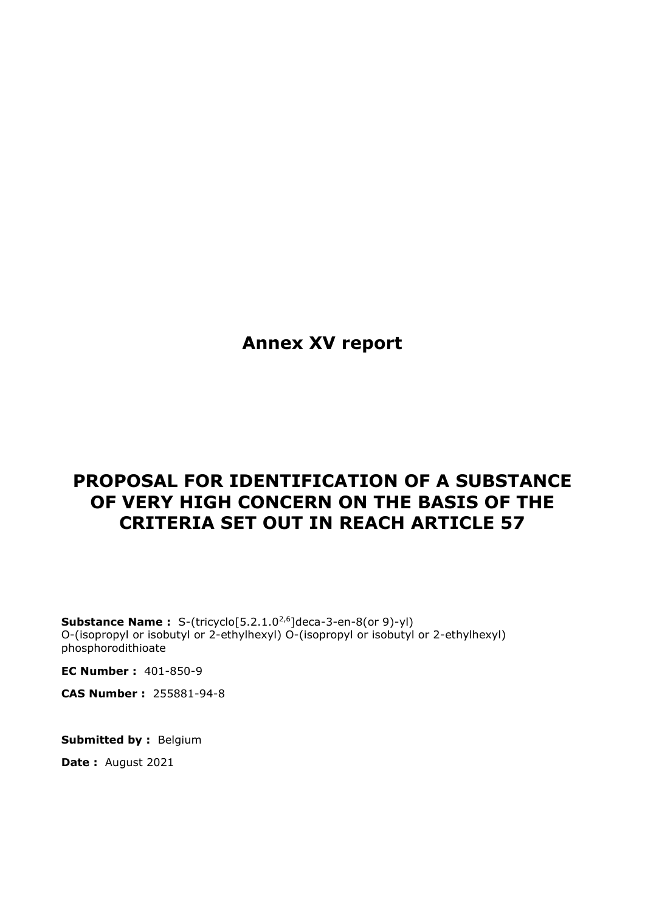# Annex XV report

# PROPOSAL FOR IDENTIFICATION OF A SUBSTANCE OF VERY HIGH CONCERN ON THE BASIS OF THE CRITERIA SET OUT IN REACH ARTICLE 57

**Substance Name :** S-(tricyclo[5.2.1.0$^{2,6}$]deca-3-en-8(or 9)-yl) O-(isopropyl or isobutyl or 2-ethylhexyl) O-(isopropyl or isobutyl or 2-ethylhexyl) phosphorodithioate

**EC Number :** 401-850-9

**CAS Number :** 255881-94-8

**Submitted by :** Belgium

**Date :** August 2021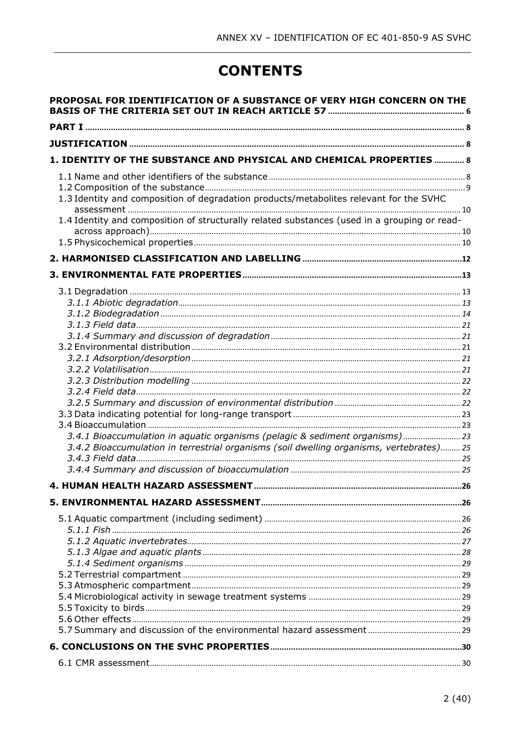# CONTENTS

**PROPOSAL FOR IDENTIFICATION OF A SUBSTANCE OF VERY HIGH CONCERN ON THE BASIS OF THE CRITERIA SET OUT IN REACH ARTICLE 57** ..... 6

**PART I** ..... 8

**JUSTIFICATION** ..... 8

**1. IDENTITY OF THE SUBSTANCE AND PHYSICAL AND CHEMICAL PROPERTIES** ..... 8

- 1.1 Name and other identifiers of the substance ..... 8
- 1.2 Composition of the substance ..... 9
- 1.3 Identity and composition of degradation products/metabolites relevant for the SVHC assessment ..... 10
- 1.4 Identity and composition of structurally related substances (used in a grouping or read-across approach) ..... 10
- 1.5 Physicochemical properties ..... 10

**2. HARMONISED CLASSIFICATION AND LABELLING** ..... 12

**3. ENVIRONMENTAL FATE PROPERTIES** ..... 13

- 3.1 Degradation ..... 13
  - *3.1.1 Abiotic degradation* ..... 13
  - *3.1.2 Biodegradation* ..... 14
  - *3.1.3 Field data* ..... 21
  - *3.1.4 Summary and discussion of degradation* ..... 21
- 3.2 Environmental distribution ..... 21
  - *3.2.1 Adsorption/desorption* ..... 21
  - *3.2.2 Volatilisation* ..... 21
  - *3.2.3 Distribution modelling* ..... 22
  - *3.2.4 Field data* ..... 22
  - *3.2.5 Summary and discussion of environmental distribution* ..... 22
- 3.3 Data indicating potential for long-range transport ..... 23
- 3.4 Bioaccumulation ..... 23
  - *3.4.1 Bioaccumulation in aquatic organisms (pelagic & sediment organisms)* ..... 23
  - *3.4.2 Bioaccumulation in terrestrial organisms (soil dwelling organisms, vertebrates)* ..... 25
  - *3.4.3 Field data* ..... 25
  - *3.4.4 Summary and discussion of bioaccumulation* ..... 25

**4. HUMAN HEALTH HAZARD ASSESSMENT** ..... 26

**5. ENVIRONMENTAL HAZARD ASSESSMENT** ..... 26

- 5.1 Aquatic compartment (including sediment) ..... 26
  - *5.1.1 Fish* ..... 26
  - *5.1.2 Aquatic invertebrates* ..... 27
  - *5.1.3 Algae and aquatic plants* ..... 28
  - *5.1.4 Sediment organisms* ..... 29
- 5.2 Terrestrial compartment ..... 29
- 5.3 Atmospheric compartment ..... 29
- 5.4 Microbiological activity in sewage treatment systems ..... 29
- 5.5 Toxicity to birds ..... 29
- 5.6 Other effects ..... 29
- 5.7 Summary and discussion of the environmental hazard assessment ..... 29

**6. CONCLUSIONS ON THE SVHC PROPERTIES** ..... 30

- 6.1 CMR assessment ..... 30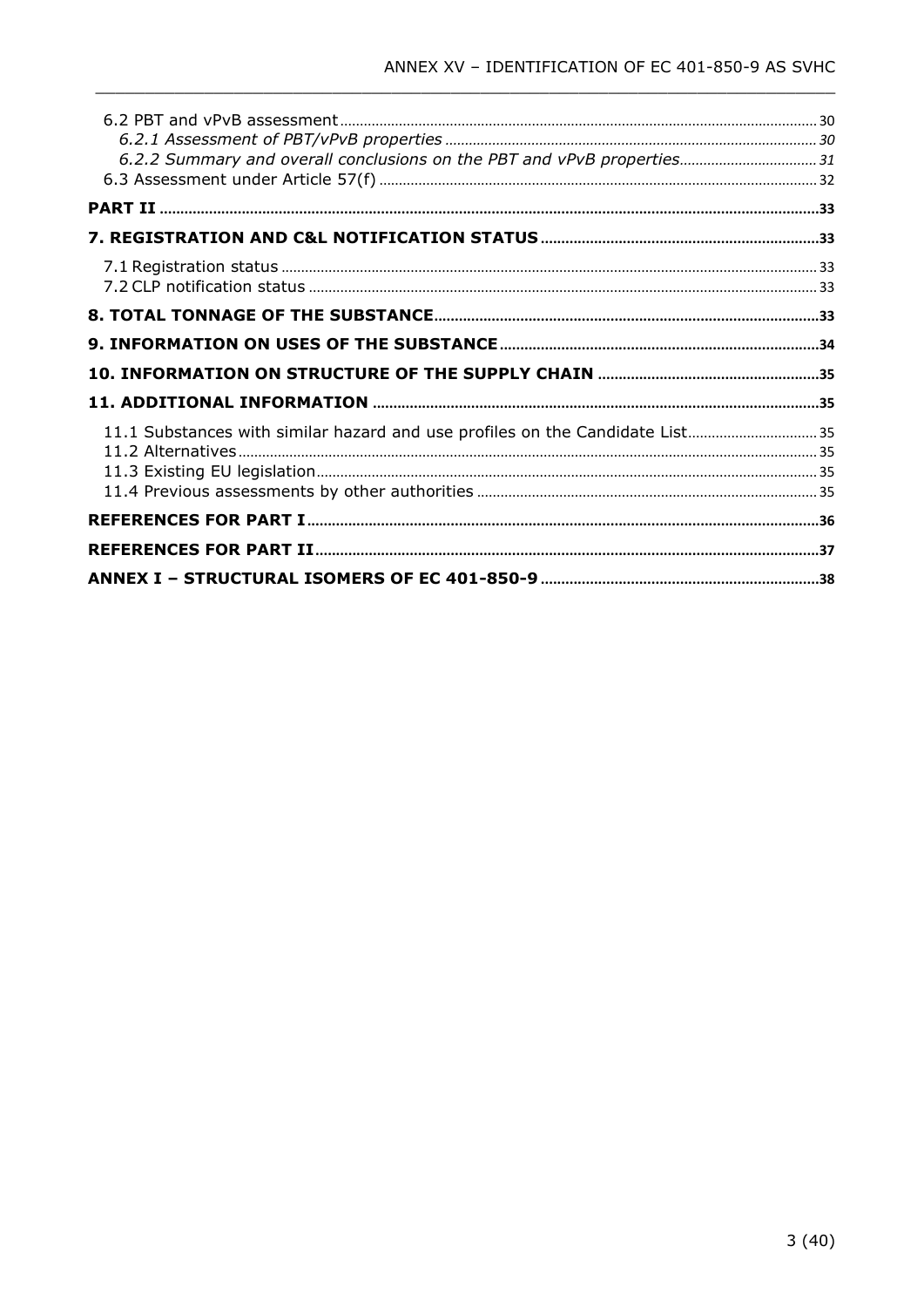6.2 PBT and vPvB assessment ... 30

*6.2.1 Assessment of PBT/vPvB properties* ... 30

*6.2.2 Summary and overall conclusions on the PBT and vPvB properties* ... 31

6.3 Assessment under Article 57(f) ... 32

**PART II** ... 33

**7. REGISTRATION AND C&L NOTIFICATION STATUS** ... 33

7.1 Registration status ... 33

7.2 CLP notification status ... 33

**8. TOTAL TONNAGE OF THE SUBSTANCE** ... 33

**9. INFORMATION ON USES OF THE SUBSTANCE** ... 34

**10. INFORMATION ON STRUCTURE OF THE SUPPLY CHAIN** ... 35

**11. ADDITIONAL INFORMATION** ... 35

11.1 Substances with similar hazard and use profiles on the Candidate List ... 35

11.2 Alternatives ... 35

11.3 Existing EU legislation ... 35

11.4 Previous assessments by other authorities ... 35

**REFERENCES FOR PART I** ... 36

**REFERENCES FOR PART II** ... 37

**ANNEX I – STRUCTURAL ISOMERS OF EC 401-850-9** ... 38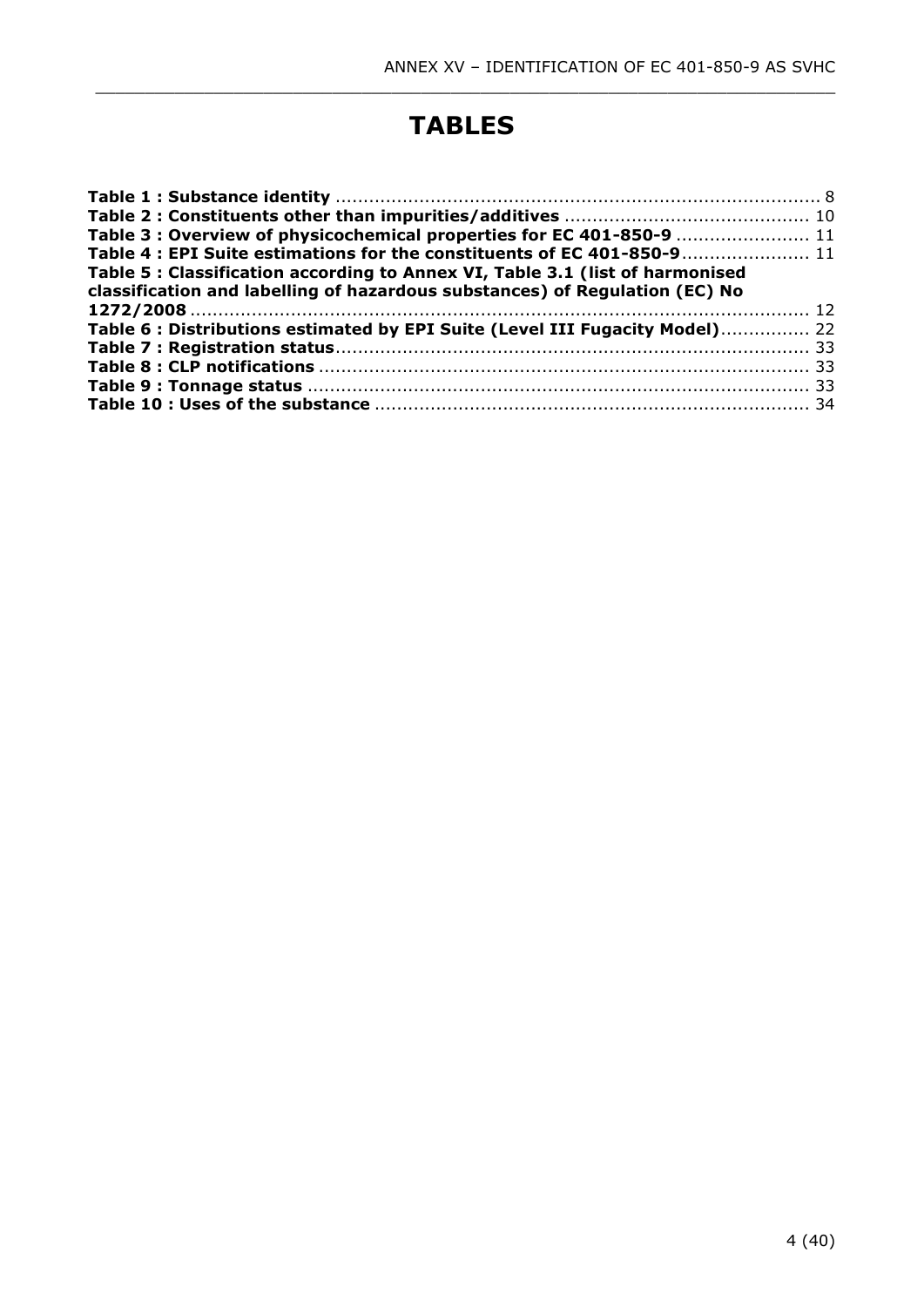# TABLES

**Table 1 : Substance identity** ........................................................................................ 8
**Table 2 : Constituents other than impurities/additives** ............................................ 10
**Table 3 : Overview of physicochemical properties for EC 401-850-9** ........................ 11
**Table 4 : EPI Suite estimations for the constituents of EC 401-850-9**....................... 11
**Table 5 : Classification according to Annex VI, Table 3.1 (list of harmonised classification and labelling of hazardous substances) of Regulation (EC) No 1272/2008** ................................................................................................................ 12
**Table 6 : Distributions estimated by EPI Suite (Level III Fugacity Model)**................ 22
**Table 7 : Registration status**...................................................................................... 33
**Table 8 : CLP notifications** ........................................................................................ 33
**Table 9 : Tonnage status** .......................................................................................... 33
**Table 10 : Uses of the substance** .............................................................................. 34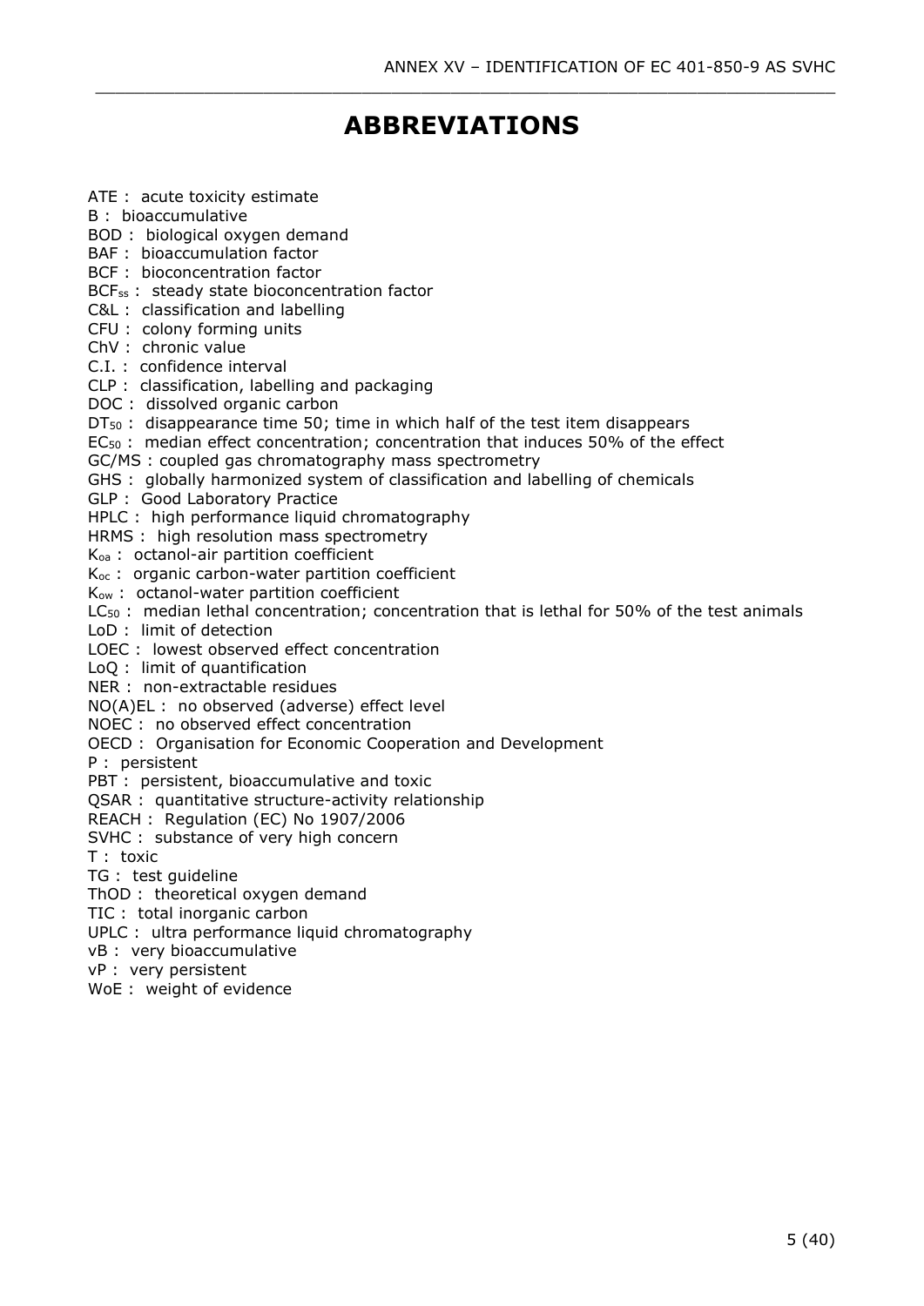# ABBREVIATIONS

ATE : acute toxicity estimate
B : bioaccumulative
BOD : biological oxygen demand
BAF : bioaccumulation factor
BCF : bioconcentration factor
$BCF_{ss}$ : steady state bioconcentration factor
C&L : classification and labelling
CFU : colony forming units
ChV : chronic value
C.I. : confidence interval
CLP : classification, labelling and packaging
DOC : dissolved organic carbon
$DT_{50}$ : disappearance time 50; time in which half of the test item disappears
$EC_{50}$ : median effect concentration; concentration that induces 50% of the effect
GC/MS : coupled gas chromatography mass spectrometry
GHS : globally harmonized system of classification and labelling of chemicals
GLP : Good Laboratory Practice
HPLC : high performance liquid chromatography
HRMS : high resolution mass spectrometry
$K_{oa}$ : octanol-air partition coefficient
$K_{oc}$ : organic carbon-water partition coefficient
$K_{ow}$ : octanol-water partition coefficient
$LC_{50}$ : median lethal concentration; concentration that is lethal for 50% of the test animals
LoD : limit of detection
LOEC : lowest observed effect concentration
LoQ : limit of quantification
NER : non-extractable residues
NO(A)EL : no observed (adverse) effect level
NOEC : no observed effect concentration
OECD : Organisation for Economic Cooperation and Development
P : persistent
PBT : persistent, bioaccumulative and toxic
QSAR : quantitative structure-activity relationship
REACH : Regulation (EC) No 1907/2006
SVHC : substance of very high concern
T : toxic
TG : test guideline
ThOD : theoretical oxygen demand
TIC : total inorganic carbon
UPLC : ultra performance liquid chromatography
vB : very bioaccumulative
vP : very persistent
WoE : weight of evidence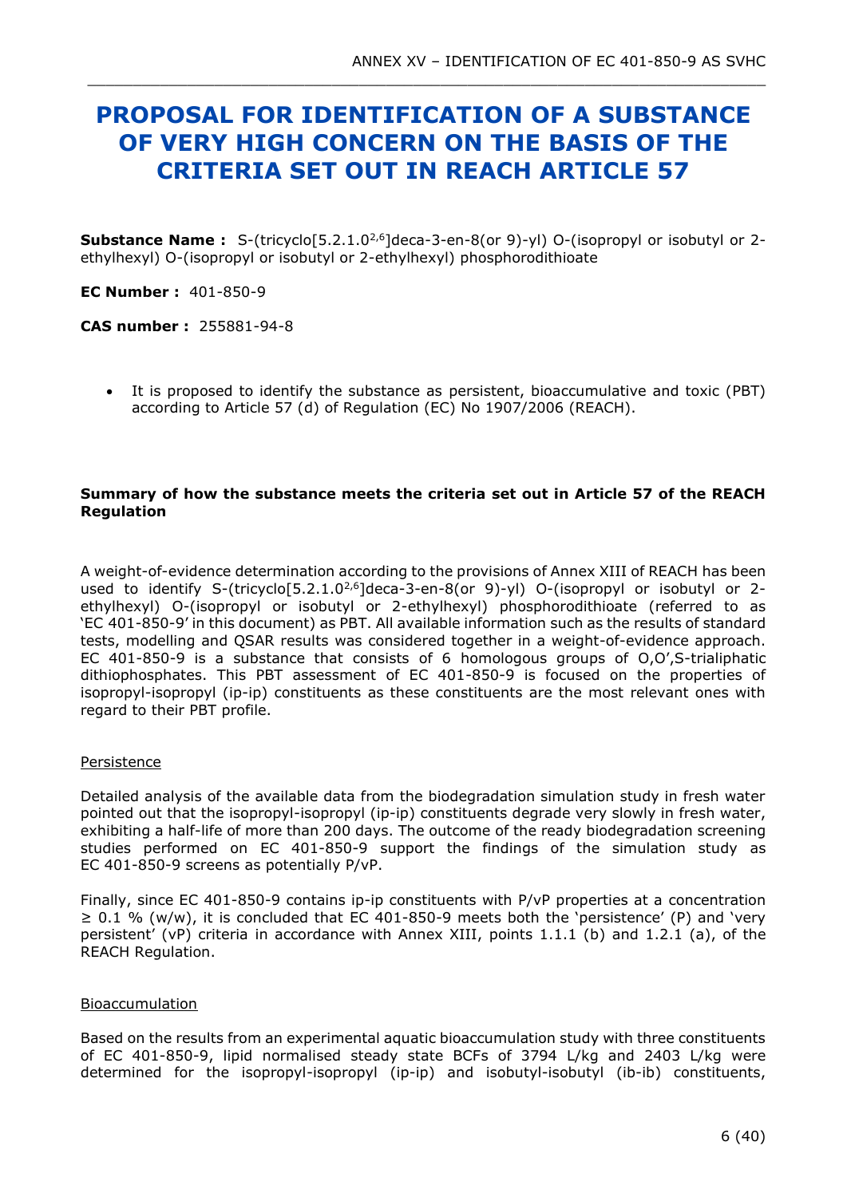# PROPOSAL FOR IDENTIFICATION OF A SUBSTANCE OF VERY HIGH CONCERN ON THE BASIS OF THE CRITERIA SET OUT IN REACH ARTICLE 57

**Substance Name :** S-(tricyclo[5.2.1.$0^{2,6}$]deca-3-en-8(or 9)-yl) O-(isopropyl or isobutyl or 2-ethylhexyl) O-(isopropyl or isobutyl or 2-ethylhexyl) phosphorodithioate

**EC Number :** 401-850-9

**CAS number :** 255881-94-8

- It is proposed to identify the substance as persistent, bioaccumulative and toxic (PBT) according to Article 57 (d) of Regulation (EC) No 1907/2006 (REACH).

**Summary of how the substance meets the criteria set out in Article 57 of the REACH Regulation**

A weight-of-evidence determination according to the provisions of Annex XIII of REACH has been used to identify S-(tricyclo[5.2.1.$0^{2,6}$]deca-3-en-8(or 9)-yl) O-(isopropyl or isobutyl or 2-ethylhexyl) O-(isopropyl or isobutyl or 2-ethylhexyl) phosphorodithioate (referred to as 'EC 401-850-9' in this document) as PBT. All available information such as the results of standard tests, modelling and QSAR results was considered together in a weight-of-evidence approach. EC 401-850-9 is a substance that consists of 6 homologous groups of O,O',S-trialiphatic dithiophosphates. This PBT assessment of EC 401-850-9 is focused on the properties of isopropyl-isopropyl (ip-ip) constituents as these constituents are the most relevant ones with regard to their PBT profile.

Persistence

Detailed analysis of the available data from the biodegradation simulation study in fresh water pointed out that the isopropyl-isopropyl (ip-ip) constituents degrade very slowly in fresh water, exhibiting a half-life of more than 200 days. The outcome of the ready biodegradation screening studies performed on EC 401-850-9 support the findings of the simulation study as EC 401-850-9 screens as potentially P/vP.

Finally, since EC 401-850-9 contains ip-ip constituents with P/vP properties at a concentration ≥ 0.1 % (w/w), it is concluded that EC 401-850-9 meets both the 'persistence' (P) and 'very persistent' (vP) criteria in accordance with Annex XIII, points 1.1.1 (b) and 1.2.1 (a), of the REACH Regulation.

Bioaccumulation

Based on the results from an experimental aquatic bioaccumulation study with three constituents of EC 401-850-9, lipid normalised steady state BCFs of 3794 L/kg and 2403 L/kg were determined for the isopropyl-isopropyl (ip-ip) and isobutyl-isobutyl (ib-ib) constituents,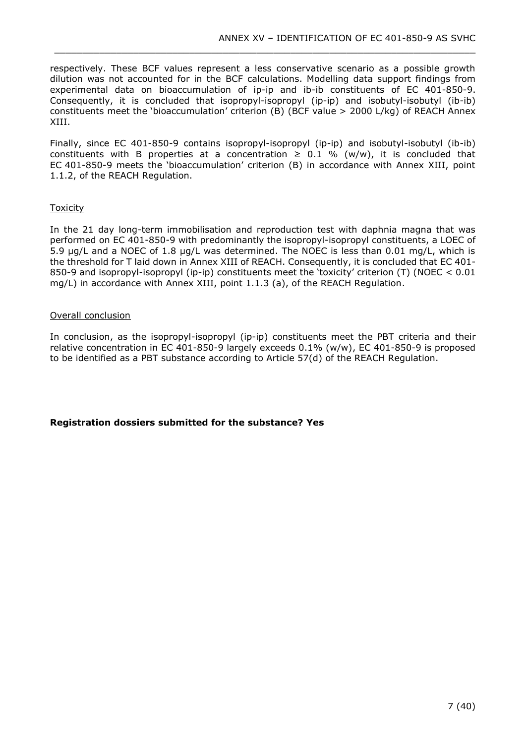respectively. These BCF values represent a less conservative scenario as a possible growth dilution was not accounted for in the BCF calculations. Modelling data support findings from experimental data on bioaccumulation of ip-ip and ib-ib constituents of EC 401-850-9. Consequently, it is concluded that isopropyl-isopropyl (ip-ip) and isobutyl-isobutyl (ib-ib) constituents meet the 'bioaccumulation' criterion (B) (BCF value > 2000 L/kg) of REACH Annex XIII.

Finally, since EC 401-850-9 contains isopropyl-isopropyl (ip-ip) and isobutyl-isobutyl (ib-ib) constituents with B properties at a concentration ≥ 0.1 % (w/w), it is concluded that EC 401-850-9 meets the 'bioaccumulation' criterion (B) in accordance with Annex XIII, point 1.1.2, of the REACH Regulation.

Toxicity

In the 21 day long-term immobilisation and reproduction test with daphnia magna that was performed on EC 401-850-9 with predominantly the isopropyl-isopropyl constituents, a LOEC of 5.9 µg/L and a NOEC of 1.8 µg/L was determined. The NOEC is less than 0.01 mg/L, which is the threshold for T laid down in Annex XIII of REACH. Consequently, it is concluded that EC 401-850-9 and isopropyl-isopropyl (ip-ip) constituents meet the 'toxicity' criterion (T) (NOEC < 0.01 mg/L) in accordance with Annex XIII, point 1.1.3 (a), of the REACH Regulation.

Overall conclusion

In conclusion, as the isopropyl-isopropyl (ip-ip) constituents meet the PBT criteria and their relative concentration in EC 401-850-9 largely exceeds 0.1% (w/w), EC 401-850-9 is proposed to be identified as a PBT substance according to Article 57(d) of the REACH Regulation.

**Registration dossiers submitted for the substance? Yes**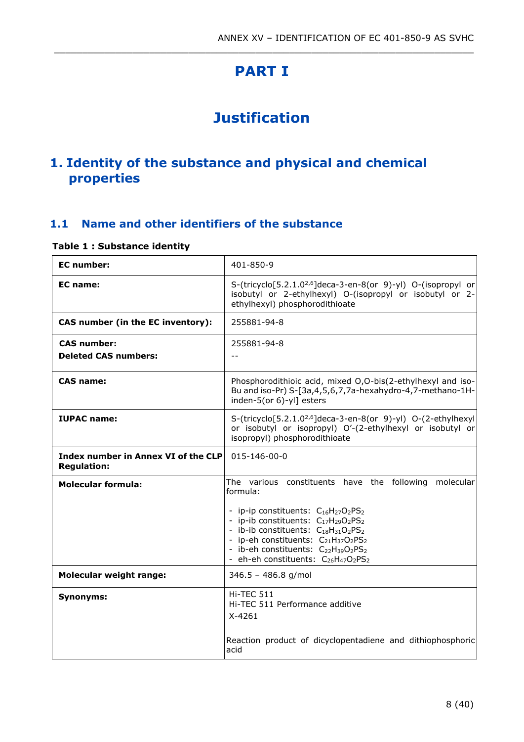# PART I

# Justification

## 1. Identity of the substance and physical and chemical properties

### 1.1 Name and other identifiers of the substance

**Table 1 : Substance identity**

| | |
|---|---|
| **EC number:** | 401-850-9 |
| **EC name:** | S-(tricyclo[5.2.1.0$^{2,6}$]deca-3-en-8(or 9)-yl) O-(isopropyl or isobutyl or 2-ethylhexyl) O-(isopropyl or isobutyl or 2-ethylhexyl) phosphorodithioate |
| **CAS number (in the EC inventory):** | 255881-94-8 |
| **CAS number:**<br>**Deleted CAS numbers:** | 255881-94-8<br>-- |
| **CAS name:** | Phosphorodithioic acid, mixed O,O-bis(2-ethylhexyl and iso-Bu and iso-Pr) S-[3a,4,5,6,7,7a-hexahydro-4,7-methano-1H-inden-5(or 6)-yl] esters |
| **IUPAC name:** | S-(tricyclo[5.2.1.0$^{2,6}$]deca-3-en-8(or 9)-yl) O-(2-ethylhexyl or isobutyl or isopropyl) O'-(2-ethylhexyl or isobutyl or isopropyl) phosphorodithioate |
| **Index number in Annex VI of the CLP Regulation:** | 015-146-00-0 |
| **Molecular formula:** | The various constituents have the following molecular formula:<br>- ip-ip constituents: $C_{16}H_{27}O_2PS_2$<br>- ip-ib constituents: $C_{17}H_{29}O_2PS_2$<br>- ib-ib constituents: $C_{18}H_{31}O_2PS_2$<br>- ip-eh constituents: $C_{21}H_{37}O_2PS_2$<br>- ib-eh constituents: $C_{22}H_{39}O_2PS_2$<br>- eh-eh constituents: $C_{26}H_{47}O_2PS_2$ |
| **Molecular weight range:** | 346.5 – 486.8 g/mol |
| **Synonyms:** | Hi-TEC 511<br>Hi-TEC 511 Performance additive<br>X-4261<br><br>Reaction product of dicyclopentadiene and dithiophosphoric acid |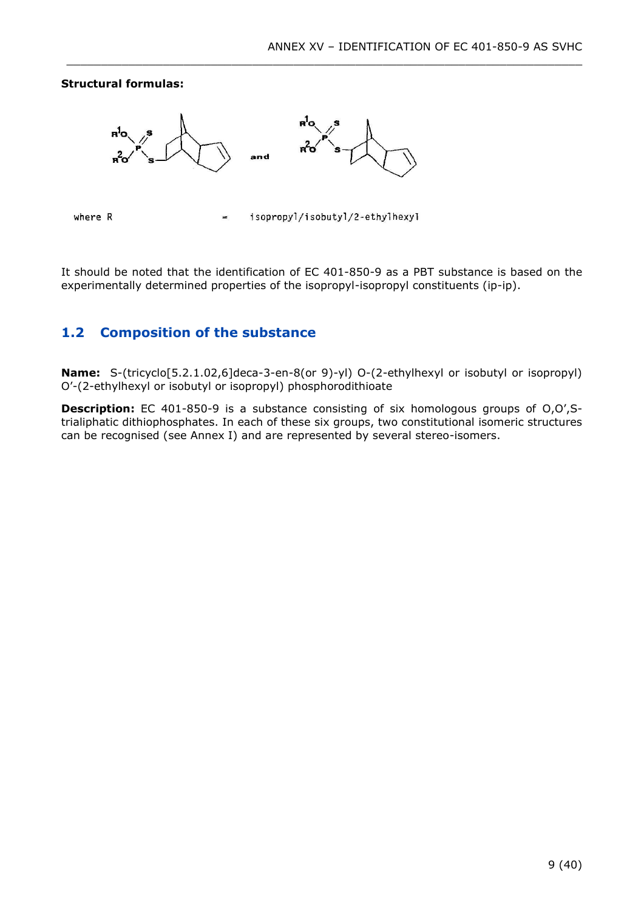**Structural formulas:**

where R = isopropyl/isobutyl/2-ethylhexyl

It should be noted that the identification of EC 401-850-9 as a PBT substance is based on the experimentally determined properties of the isopropyl-isopropyl constituents (ip-ip).

## 1.2 Composition of the substance

**Name:** S-(tricyclo[5.2.1.02,6]deca-3-en-8(or 9)-yl) O-(2-ethylhexyl or isobutyl or isopropyl) O'-(2-ethylhexyl or isobutyl or isopropyl) phosphorodithioate

**Description:** EC 401-850-9 is a substance consisting of six homologous groups of O,O',S-trialiphatic dithiophosphates. In each of these six groups, two constitutional isomeric structures can be recognised (see Annex I) and are represented by several stereo-isomers.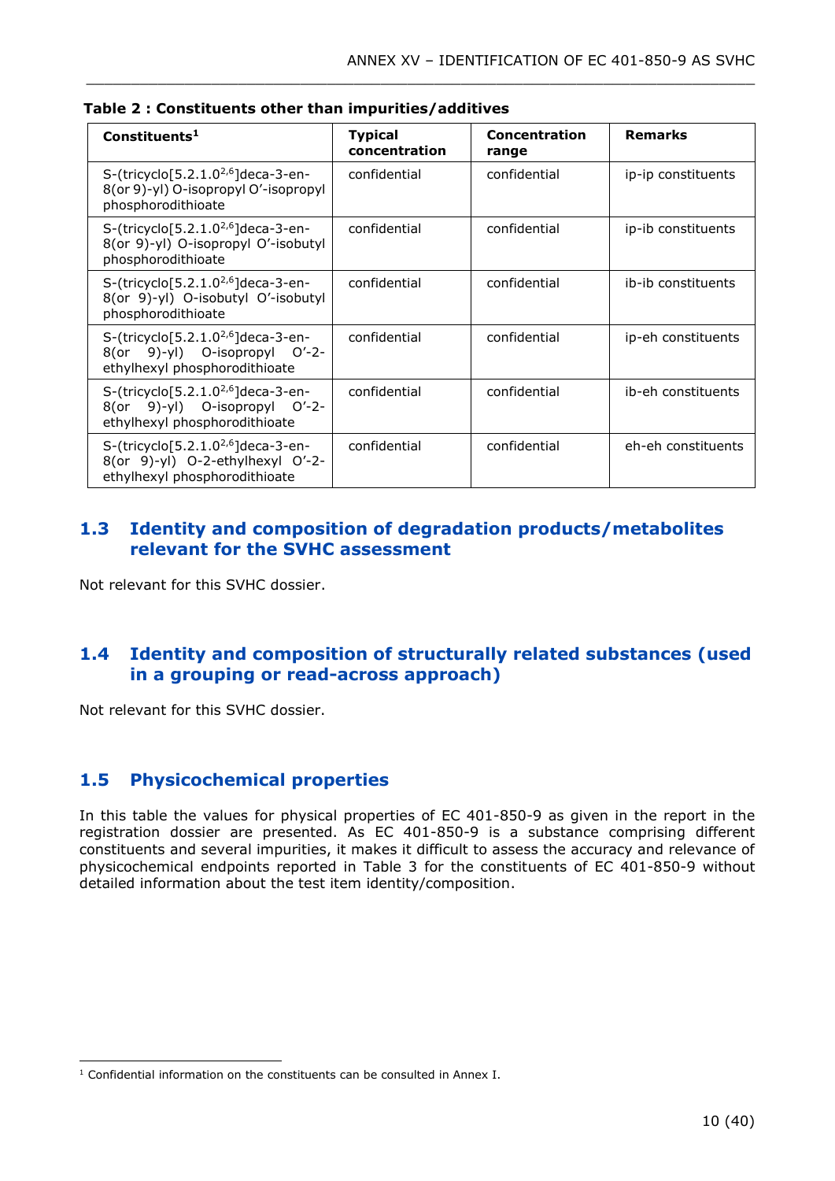**Table 2 : Constituents other than impurities/additives**

| Constituents[1] | Typical concentration | Concentration range | Remarks |
| --- | --- | --- | --- |
| S-(tricyclo[5.2.1.0$^{2,6}$]deca-3-en-8(or 9)-yl) O-isopropyl O'-isopropyl phosphorodithioate | confidential | confidential | ip-ip constituents |
| S-(tricyclo[5.2.1.0$^{2,6}$]deca-3-en-8(or 9)-yl) O-isopropyl O'-isobutyl phosphorodithioate | confidential | confidential | ip-ib constituents |
| S-(tricyclo[5.2.1.0$^{2,6}$]deca-3-en-8(or 9)-yl) O-isobutyl O'-isobutyl phosphorodithioate | confidential | confidential | ib-ib constituents |
| S-(tricyclo[5.2.1.0$^{2,6}$]deca-3-en-8(or 9)-yl) O-isopropyl O'-2-ethylhexyl phosphorodithioate | confidential | confidential | ip-eh constituents |
| S-(tricyclo[5.2.1.0$^{2,6}$]deca-3-en-8(or 9)-yl) O-isopropyl O'-2-ethylhexyl phosphorodithioate | confidential | confidential | ib-eh constituents |
| S-(tricyclo[5.2.1.0$^{2,6}$]deca-3-en-8(or 9)-yl) O-2-ethylhexyl O'-2-ethylhexyl phosphorodithioate | confidential | confidential | eh-eh constituents |

## 1.3 Identity and composition of degradation products/metabolites relevant for the SVHC assessment

Not relevant for this SVHC dossier.

## 1.4 Identity and composition of structurally related substances (used in a grouping or read-across approach)

Not relevant for this SVHC dossier.

## 1.5 Physicochemical properties

In this table the values for physical properties of EC 401-850-9 as given in the report in the registration dossier are presented. As EC 401-850-9 is a substance comprising different constituents and several impurities, it makes it difficult to assess the accuracy and relevance of physicochemical endpoints reported in Table 3 for the constituents of EC 401-850-9 without detailed information about the test item identity/composition.

[1] Confidential information on the constituents can be consulted in Annex I.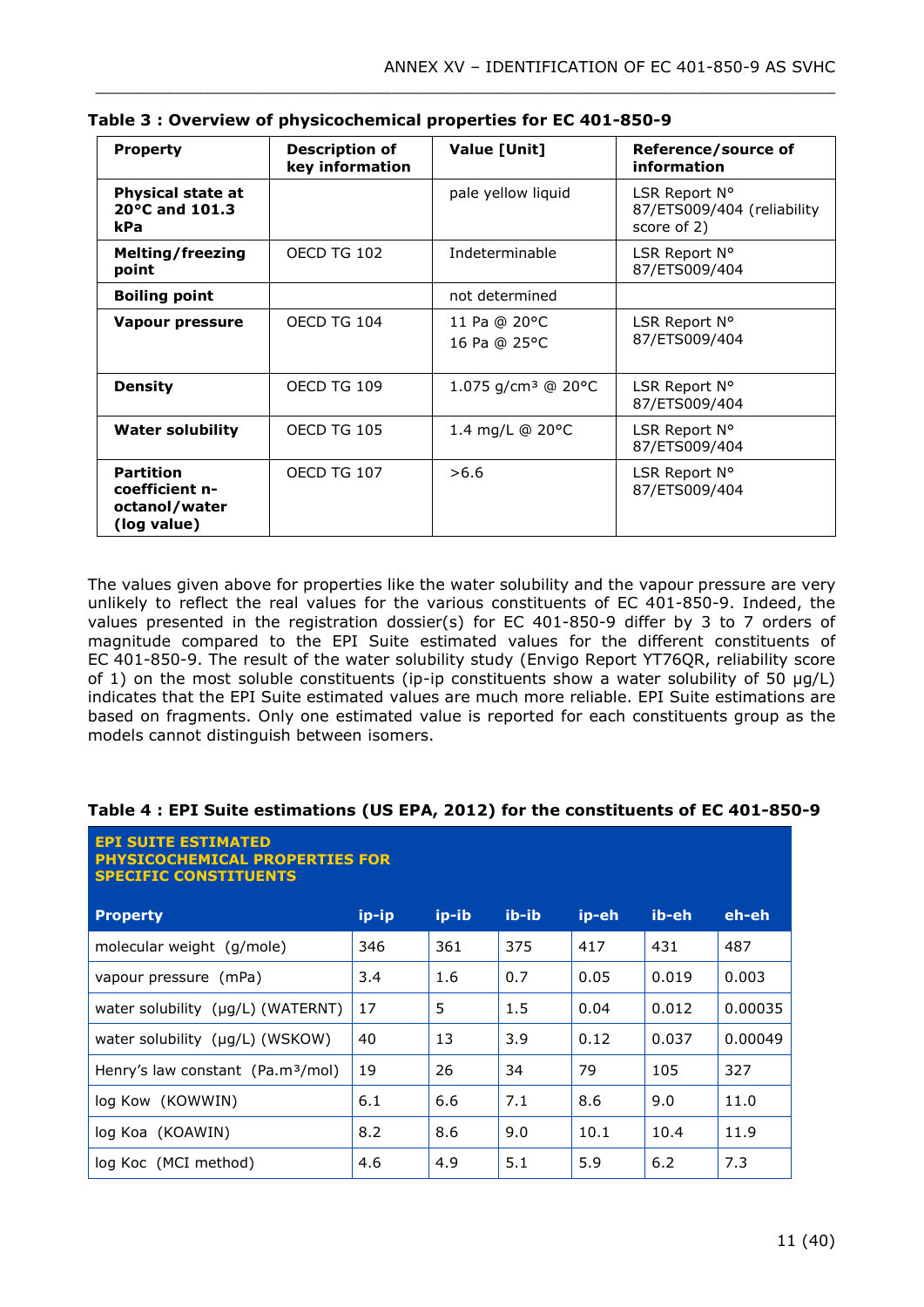**Table 3 : Overview of physicochemical properties for EC 401-850-9**

| Property | Description of key information | Value [Unit] | Reference/source of information |
|---|---|---|---|
| **Physical state at 20°C and 101.3 kPa** | | pale yellow liquid | LSR Report N° 87/ETS009/404 (reliability score of 2) |
| **Melting/freezing point** | OECD TG 102 | Indeterminable | LSR Report N° 87/ETS009/404 |
| **Boiling point** | | not determined | |
| **Vapour pressure** | OECD TG 104 | 11 Pa @ 20°C<br>16 Pa @ 25°C | LSR Report N° 87/ETS009/404 |
| **Density** | OECD TG 109 | 1.075 g/cm³ @ 20°C | LSR Report N° 87/ETS009/404 |
| **Water solubility** | OECD TG 105 | 1.4 mg/L @ 20°C | LSR Report N° 87/ETS009/404 |
| **Partition coefficient n-octanol/water (log value)** | OECD TG 107 | >6.6 | LSR Report N° 87/ETS009/404 |

The values given above for properties like the water solubility and the vapour pressure are very unlikely to reflect the real values for the various constituents of EC 401-850-9. Indeed, the values presented in the registration dossier(s) for EC 401-850-9 differ by 3 to 7 orders of magnitude compared to the EPI Suite estimated values for the different constituents of EC 401-850-9. The result of the water solubility study (Envigo Report YT76QR, reliability score of 1) on the most soluble constituents (ip-ip constituents show a water solubility of 50 µg/L) indicates that the EPI Suite estimated values are much more reliable. EPI Suite estimations are based on fragments. Only one estimated value is reported for each constituents group as the models cannot distinguish between isomers.

**Table 4 : EPI Suite estimations (US EPA, 2012) for the constituents of EC 401-850-9**

| **EPI SUITE ESTIMATED PHYSICOCHEMICAL PROPERTIES FOR SPECIFIC CONSTITUENTS** | | | | | | |
|---|---|---|---|---|---|---|
| **Property** | **ip-ip** | **ip-ib** | **ib-ib** | **ip-eh** | **ib-eh** | **eh-eh** |
| molecular weight (g/mole) | 346 | 361 | 375 | 417 | 431 | 487 |
| vapour pressure (mPa) | 3.4 | 1.6 | 0.7 | 0.05 | 0.019 | 0.003 |
| water solubility (µg/L) (WATERNT) | 17 | 5 | 1.5 | 0.04 | 0.012 | 0.00035 |
| water solubility (µg/L) (WSKOW) | 40 | 13 | 3.9 | 0.12 | 0.037 | 0.00049 |
| Henry's law constant (Pa.m³/mol) | 19 | 26 | 34 | 79 | 105 | 327 |
| log Kow (KOWWIN) | 6.1 | 6.6 | 7.1 | 8.6 | 9.0 | 11.0 |
| log Koa (KOAWIN) | 8.2 | 8.6 | 9.0 | 10.1 | 10.4 | 11.9 |
| log Koc (MCI method) | 4.6 | 4.9 | 5.1 | 5.9 | 6.2 | 7.3 |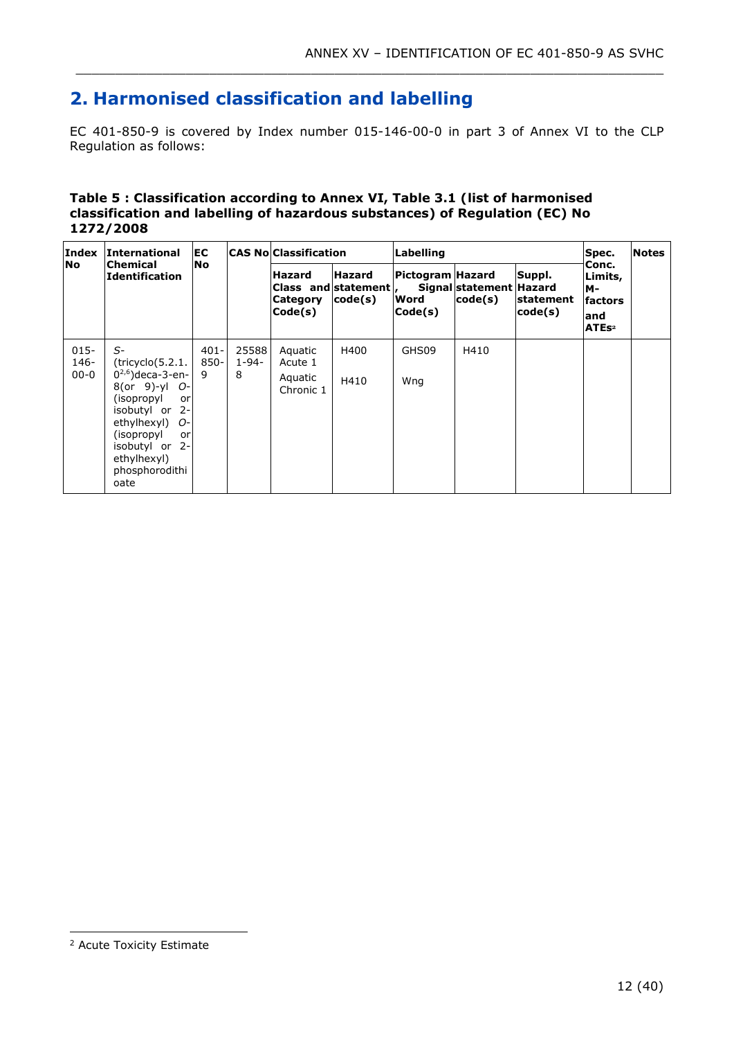## 2. Harmonised classification and labelling

EC 401-850-9 is covered by Index number 015-146-00-0 in part 3 of Annex VI to the CLP Regulation as follows:

**Table 5 : Classification according to Annex VI, Table 3.1 (list of harmonised classification and labelling of hazardous substances) of Regulation (EC) No 1272/2008**

| Index No | International Chemical Identification | EC No | CAS No | Classification | | Labelling | | | Spec. Conc. Limits, M-factors and ATEs[2] | Notes |
|---|---|---|---|---|---|---|---|---|---|---|
| | | | | Hazard Class and Category Code(s) | Hazard statement code(s) | Pictogram, Signal Word Code(s) | Hazard statement code(s) | Suppl. Hazard statement code(s) | | |
| 015-146-00-0 | *S*-(tricyclo(5.2.1.0$^{2,6}$)deca-3-en-8(or 9)-yl *O*-(isopropyl or isobutyl or 2-ethylhexyl) *O*-(isopropyl or isobutyl or 2-ethylhexyl) phosphorodithioate | 401-850-9 | 255881-94-8 | Aquatic Acute 1<br>Aquatic Chronic 1 | H400<br>H410 | GHS09<br>Wng | H410 | | | |

[2] Acute Toxicity Estimate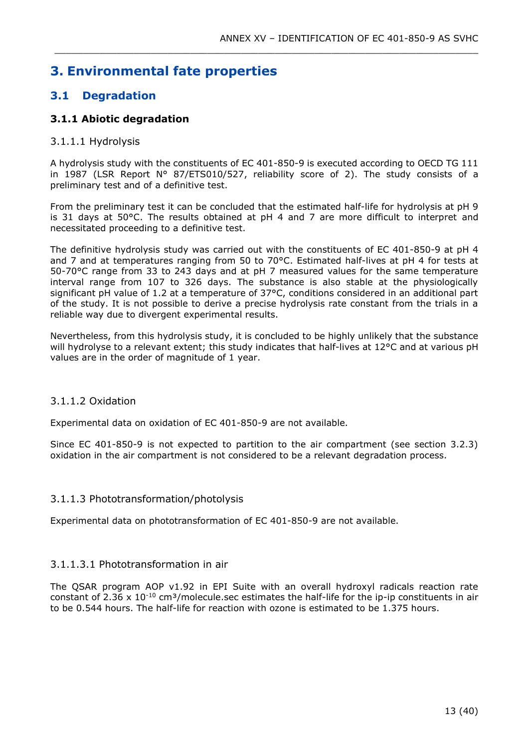# 3. Environmental fate properties

## 3.1 Degradation

### 3.1.1 Abiotic degradation

#### 3.1.1.1 Hydrolysis

A hydrolysis study with the constituents of EC 401-850-9 is executed according to OECD TG 111 in 1987 (LSR Report N° 87/ETS010/527, reliability score of 2). The study consists of a preliminary test and of a definitive test.

From the preliminary test it can be concluded that the estimated half-life for hydrolysis at pH 9 is 31 days at 50°C. The results obtained at pH 4 and 7 are more difficult to interpret and necessitated proceeding to a definitive test.

The definitive hydrolysis study was carried out with the constituents of EC 401-850-9 at pH 4 and 7 and at temperatures ranging from 50 to 70°C. Estimated half-lives at pH 4 for tests at 50-70°C range from 33 to 243 days and at pH 7 measured values for the same temperature interval range from 107 to 326 days. The substance is also stable at the physiologically significant pH value of 1.2 at a temperature of 37°C, conditions considered in an additional part of the study. It is not possible to derive a precise hydrolysis rate constant from the trials in a reliable way due to divergent experimental results.

Nevertheless, from this hydrolysis study, it is concluded to be highly unlikely that the substance will hydrolyse to a relevant extent; this study indicates that half-lives at 12°C and at various pH values are in the order of magnitude of 1 year.

#### 3.1.1.2 Oxidation

Experimental data on oxidation of EC 401-850-9 are not available.

Since EC 401-850-9 is not expected to partition to the air compartment (see section 3.2.3) oxidation in the air compartment is not considered to be a relevant degradation process.

#### 3.1.1.3 Phototransformation/photolysis

Experimental data on phototransformation of EC 401-850-9 are not available.

#### 3.1.1.3.1 Phototransformation in air

The QSAR program AOP v1.92 in EPI Suite with an overall hydroxyl radicals reaction rate constant of $2.36 \times 10^{-10}$ $cm^3$/molecule.sec estimates the half-life for the ip-ip constituents in air to be 0.544 hours. The half-life for reaction with ozone is estimated to be 1.375 hours.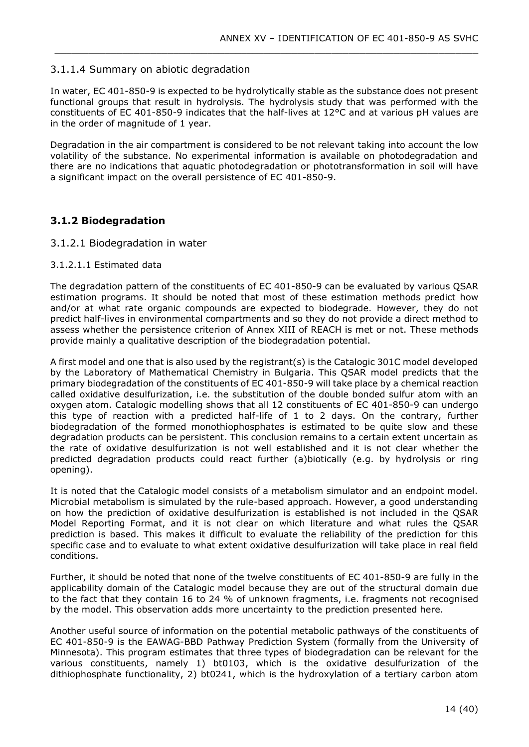### 3.1.1.4 Summary on abiotic degradation

In water, EC 401-850-9 is expected to be hydrolytically stable as the substance does not present functional groups that result in hydrolysis. The hydrolysis study that was performed with the constituents of EC 401-850-9 indicates that the half-lives at 12°C and at various pH values are in the order of magnitude of 1 year.

Degradation in the air compartment is considered to be not relevant taking into account the low volatility of the substance. No experimental information is available on photodegradation and there are no indications that aquatic photodegradation or phototransformation in soil will have a significant impact on the overall persistence of EC 401-850-9.

## 3.1.2 Biodegradation

### 3.1.2.1 Biodegradation in water

#### 3.1.2.1.1 Estimated data

The degradation pattern of the constituents of EC 401-850-9 can be evaluated by various QSAR estimation programs. It should be noted that most of these estimation methods predict how and/or at what rate organic compounds are expected to biodegrade. However, they do not predict half-lives in environmental compartments and so they do not provide a direct method to assess whether the persistence criterion of Annex XIII of REACH is met or not. These methods provide mainly a qualitative description of the biodegradation potential.

A first model and one that is also used by the registrant(s) is the Catalogic 301C model developed by the Laboratory of Mathematical Chemistry in Bulgaria. This QSAR model predicts that the primary biodegradation of the constituents of EC 401-850-9 will take place by a chemical reaction called oxidative desulfurization, i.e. the substitution of the double bonded sulfur atom with an oxygen atom. Catalogic modelling shows that all 12 constituents of EC 401-850-9 can undergo this type of reaction with a predicted half-life of 1 to 2 days. On the contrary, further biodegradation of the formed monothiophosphates is estimated to be quite slow and these degradation products can be persistent. This conclusion remains to a certain extent uncertain as the rate of oxidative desulfurization is not well established and it is not clear whether the predicted degradation products could react further (a)biotically (e.g. by hydrolysis or ring opening).

It is noted that the Catalogic model consists of a metabolism simulator and an endpoint model. Microbial metabolism is simulated by the rule-based approach. However, a good understanding on how the prediction of oxidative desulfurization is established is not included in the QSAR Model Reporting Format, and it is not clear on which literature and what rules the QSAR prediction is based. This makes it difficult to evaluate the reliability of the prediction for this specific case and to evaluate to what extent oxidative desulfurization will take place in real field conditions.

Further, it should be noted that none of the twelve constituents of EC 401-850-9 are fully in the applicability domain of the Catalogic model because they are out of the structural domain due to the fact that they contain 16 to 24 % of unknown fragments, i.e. fragments not recognised by the model. This observation adds more uncertainty to the prediction presented here.

Another useful source of information on the potential metabolic pathways of the constituents of EC 401-850-9 is the EAWAG-BBD Pathway Prediction System (formally from the University of Minnesota). This program estimates that three types of biodegradation can be relevant for the various constituents, namely 1) bt0103, which is the oxidative desulfurization of the dithiophosphate functionality, 2) bt0241, which is the hydroxylation of a tertiary carbon atom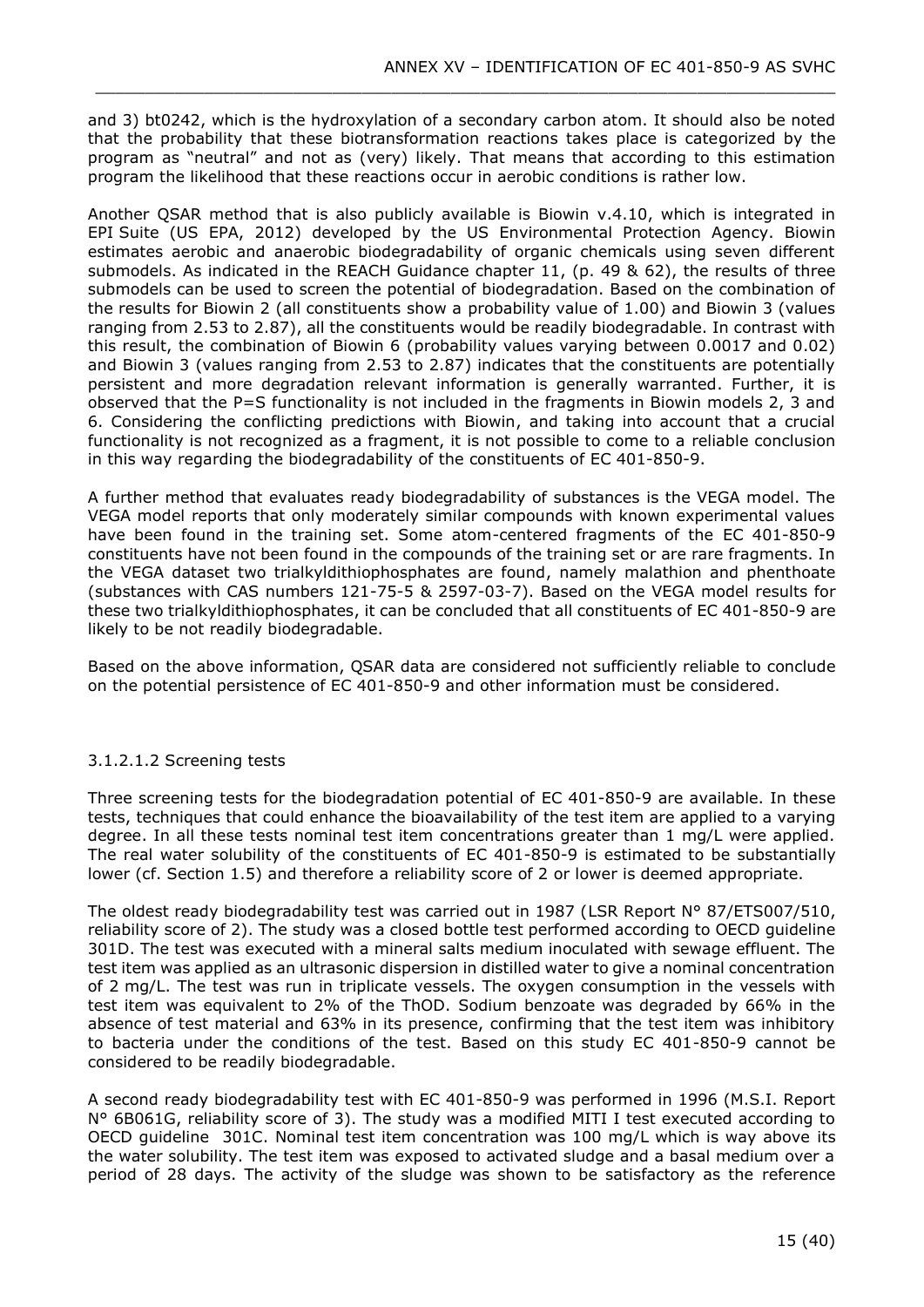and 3) bt0242, which is the hydroxylation of a secondary carbon atom. It should also be noted that the probability that these biotransformation reactions takes place is categorized by the program as "neutral" and not as (very) likely. That means that according to this estimation program the likelihood that these reactions occur in aerobic conditions is rather low.

Another QSAR method that is also publicly available is Biowin v.4.10, which is integrated in EPI Suite (US EPA, 2012) developed by the US Environmental Protection Agency. Biowin estimates aerobic and anaerobic biodegradability of organic chemicals using seven different submodels. As indicated in the REACH Guidance chapter 11, (p. 49 & 62), the results of three submodels can be used to screen the potential of biodegradation. Based on the combination of the results for Biowin 2 (all constituents show a probability value of 1.00) and Biowin 3 (values ranging from 2.53 to 2.87), all the constituents would be readily biodegradable. In contrast with this result, the combination of Biowin 6 (probability values varying between 0.0017 and 0.02) and Biowin 3 (values ranging from 2.53 to 2.87) indicates that the constituents are potentially persistent and more degradation relevant information is generally warranted. Further, it is observed that the P=S functionality is not included in the fragments in Biowin models 2, 3 and 6. Considering the conflicting predictions with Biowin, and taking into account that a crucial functionality is not recognized as a fragment, it is not possible to come to a reliable conclusion in this way regarding the biodegradability of the constituents of EC 401-850-9.

A further method that evaluates ready biodegradability of substances is the VEGA model. The VEGA model reports that only moderately similar compounds with known experimental values have been found in the training set. Some atom-centered fragments of the EC 401-850-9 constituents have not been found in the compounds of the training set or are rare fragments. In the VEGA dataset two trialkyldithiophosphates are found, namely malathion and phenthoate (substances with CAS numbers 121-75-5 & 2597-03-7). Based on the VEGA model results for these two trialkyldithiophosphates, it can be concluded that all constituents of EC 401-850-9 are likely to be not readily biodegradable.

Based on the above information, QSAR data are considered not sufficiently reliable to conclude on the potential persistence of EC 401-850-9 and other information must be considered.

#### 3.1.2.1.2 Screening tests

Three screening tests for the biodegradation potential of EC 401-850-9 are available. In these tests, techniques that could enhance the bioavailability of the test item are applied to a varying degree. In all these tests nominal test item concentrations greater than 1 mg/L were applied. The real water solubility of the constituents of EC 401-850-9 is estimated to be substantially lower (cf. Section 1.5) and therefore a reliability score of 2 or lower is deemed appropriate.

The oldest ready biodegradability test was carried out in 1987 (LSR Report N° 87/ETS007/510, reliability score of 2). The study was a closed bottle test performed according to OECD guideline 301D. The test was executed with a mineral salts medium inoculated with sewage effluent. The test item was applied as an ultrasonic dispersion in distilled water to give a nominal concentration of 2 mg/L. The test was run in triplicate vessels. The oxygen consumption in the vessels with test item was equivalent to 2% of the ThOD. Sodium benzoate was degraded by 66% in the absence of test material and 63% in its presence, confirming that the test item was inhibitory to bacteria under the conditions of the test. Based on this study EC 401-850-9 cannot be considered to be readily biodegradable.

A second ready biodegradability test with EC 401-850-9 was performed in 1996 (M.S.I. Report N° 6B061G, reliability score of 3). The study was a modified MITI I test executed according to OECD guideline 301C. Nominal test item concentration was 100 mg/L which is way above its the water solubility. The test item was exposed to activated sludge and a basal medium over a period of 28 days. The activity of the sludge was shown to be satisfactory as the reference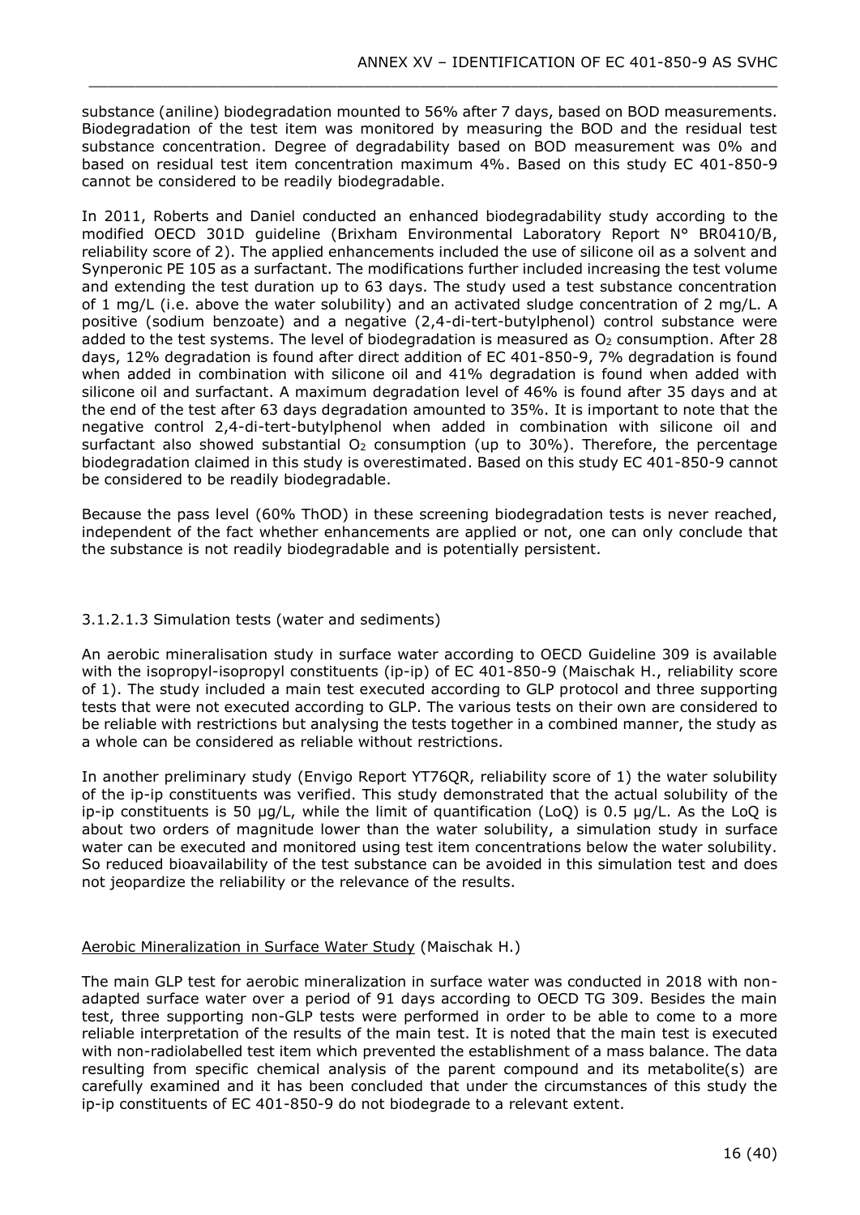substance (aniline) biodegradation mounted to 56% after 7 days, based on BOD measurements. Biodegradation of the test item was monitored by measuring the BOD and the residual test substance concentration. Degree of degradability based on BOD measurement was 0% and based on residual test item concentration maximum 4%. Based on this study EC 401-850-9 cannot be considered to be readily biodegradable.

In 2011, Roberts and Daniel conducted an enhanced biodegradability study according to the modified OECD 301D guideline (Brixham Environmental Laboratory Report N° BR0410/B, reliability score of 2). The applied enhancements included the use of silicone oil as a solvent and Synperonic PE 105 as a surfactant. The modifications further included increasing the test volume and extending the test duration up to 63 days. The study used a test substance concentration of 1 mg/L (i.e. above the water solubility) and an activated sludge concentration of 2 mg/L. A positive (sodium benzoate) and a negative (2,4-di-tert-butylphenol) control substance were added to the test systems. The level of biodegradation is measured as $O_2$ consumption. After 28 days, 12% degradation is found after direct addition of EC 401-850-9, 7% degradation is found when added in combination with silicone oil and 41% degradation is found when added with silicone oil and surfactant. A maximum degradation level of 46% is found after 35 days and at the end of the test after 63 days degradation amounted to 35%. It is important to note that the negative control 2,4-di-tert-butylphenol when added in combination with silicone oil and surfactant also showed substantial $O_2$ consumption (up to 30%). Therefore, the percentage biodegradation claimed in this study is overestimated. Based on this study EC 401-850-9 cannot be considered to be readily biodegradable.

Because the pass level (60% ThOD) in these screening biodegradation tests is never reached, independent of the fact whether enhancements are applied or not, one can only conclude that the substance is not readily biodegradable and is potentially persistent.

#### 3.1.2.1.3 Simulation tests (water and sediments)

An aerobic mineralisation study in surface water according to OECD Guideline 309 is available with the isopropyl-isopropyl constituents (ip-ip) of EC 401-850-9 (Maischak H., reliability score of 1). The study included a main test executed according to GLP protocol and three supporting tests that were not executed according to GLP. The various tests on their own are considered to be reliable with restrictions but analysing the tests together in a combined manner, the study as a whole can be considered as reliable without restrictions.

In another preliminary study (Envigo Report YT76QR, reliability score of 1) the water solubility of the ip-ip constituents was verified. This study demonstrated that the actual solubility of the ip-ip constituents is 50 µg/L, while the limit of quantification (LoQ) is 0.5 µg/L. As the LoQ is about two orders of magnitude lower than the water solubility, a simulation study in surface water can be executed and monitored using test item concentrations below the water solubility. So reduced bioavailability of the test substance can be avoided in this simulation test and does not jeopardize the reliability or the relevance of the results.

Aerobic Mineralization in Surface Water Study (Maischak H.)

The main GLP test for aerobic mineralization in surface water was conducted in 2018 with non-adapted surface water over a period of 91 days according to OECD TG 309. Besides the main test, three supporting non-GLP tests were performed in order to be able to come to a more reliable interpretation of the results of the main test. It is noted that the main test is executed with non-radiolabelled test item which prevented the establishment of a mass balance. The data resulting from specific chemical analysis of the parent compound and its metabolite(s) are carefully examined and it has been concluded that under the circumstances of this study the ip-ip constituents of EC 401-850-9 do not biodegrade to a relevant extent.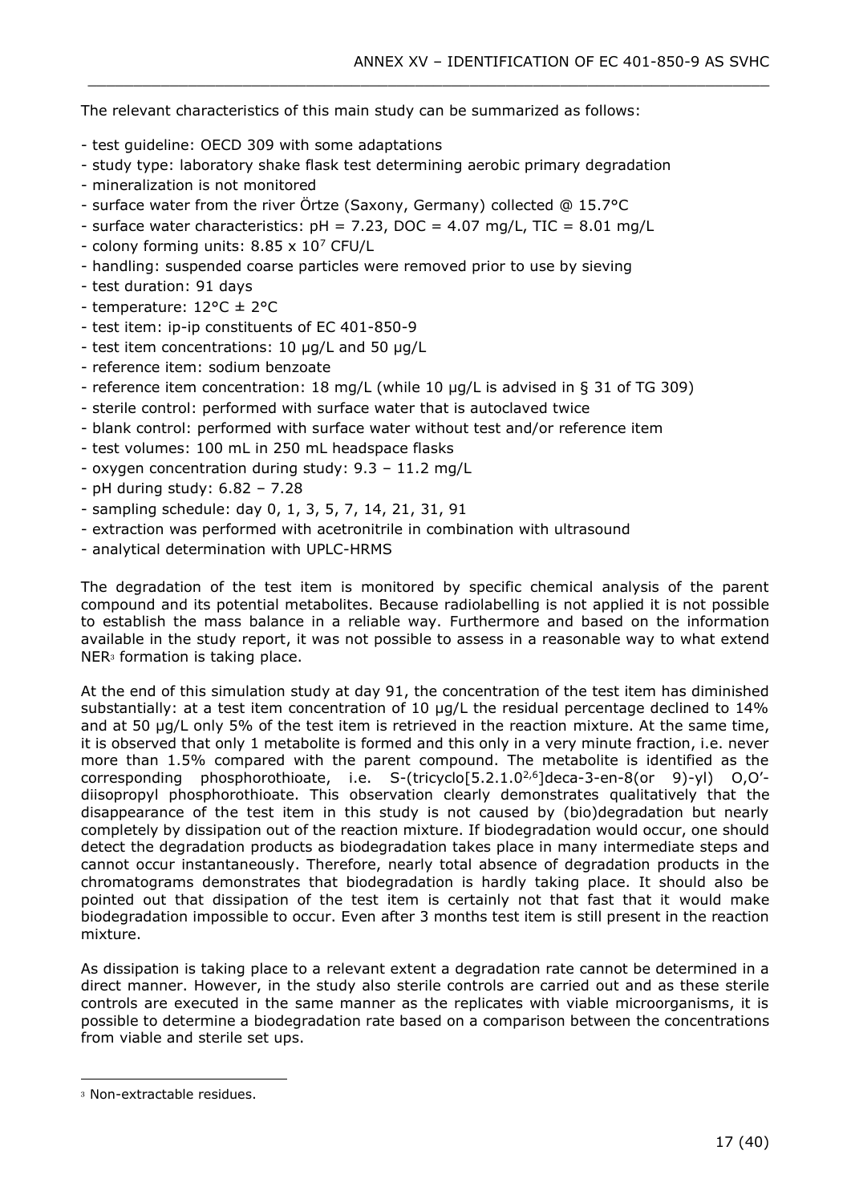The relevant characteristics of this main study can be summarized as follows:

- test guideline: OECD 309 with some adaptations
- study type: laboratory shake flask test determining aerobic primary degradation
- mineralization is not monitored
- surface water from the river Örtze (Saxony, Germany) collected @ 15.7°C
- surface water characteristics: pH = 7.23, DOC = 4.07 mg/L, TIC = 8.01 mg/L
- colony forming units: 8.85 x $10^7$ CFU/L
- handling: suspended coarse particles were removed prior to use by sieving
- test duration: 91 days
- temperature: 12°C ± 2°C
- test item: ip-ip constituents of EC 401-850-9
- test item concentrations: 10 µg/L and 50 µg/L
- reference item: sodium benzoate
- reference item concentration: 18 mg/L (while 10 µg/L is advised in § 31 of TG 309)
- sterile control: performed with surface water that is autoclaved twice
- blank control: performed with surface water without test and/or reference item
- test volumes: 100 mL in 250 mL headspace flasks
- oxygen concentration during study: 9.3 – 11.2 mg/L
- pH during study: 6.82 – 7.28
- sampling schedule: day 0, 1, 3, 5, 7, 14, 21, 31, 91
- extraction was performed with acetronitrile in combination with ultrasound
- analytical determination with UPLC-HRMS

The degradation of the test item is monitored by specific chemical analysis of the parent compound and its potential metabolites. Because radiolabelling is not applied it is not possible to establish the mass balance in a reliable way. Furthermore and based on the information available in the study report, it was not possible to assess in a reasonable way to what extend NER[3] formation is taking place.

At the end of this simulation study at day 91, the concentration of the test item has diminished substantially: at a test item concentration of 10 µg/L the residual percentage declined to 14% and at 50 µg/L only 5% of the test item is retrieved in the reaction mixture. At the same time, it is observed that only 1 metabolite is formed and this only in a very minute fraction, i.e. never more than 1.5% compared with the parent compound. The metabolite is identified as the corresponding phosphorothioate, i.e. S-(tricyclo[5.2.1.0$^{2,6}$]deca-3-en-8(or 9)-yl) O,O'-diisopropyl phosphorothioate. This observation clearly demonstrates qualitatively that the disappearance of the test item in this study is not caused by (bio)degradation but nearly completely by dissipation out of the reaction mixture. If biodegradation would occur, one should detect the degradation products as biodegradation takes place in many intermediate steps and cannot occur instantaneously. Therefore, nearly total absence of degradation products in the chromatograms demonstrates that biodegradation is hardly taking place. It should also be pointed out that dissipation of the test item is certainly not that fast that it would make biodegradation impossible to occur. Even after 3 months test item is still present in the reaction mixture.

As dissipation is taking place to a relevant extent a degradation rate cannot be determined in a direct manner. However, in the study also sterile controls are carried out and as these sterile controls are executed in the same manner as the replicates with viable microorganisms, it is possible to determine a biodegradation rate based on a comparison between the concentrations from viable and sterile set ups.

[3] Non-extractable residues.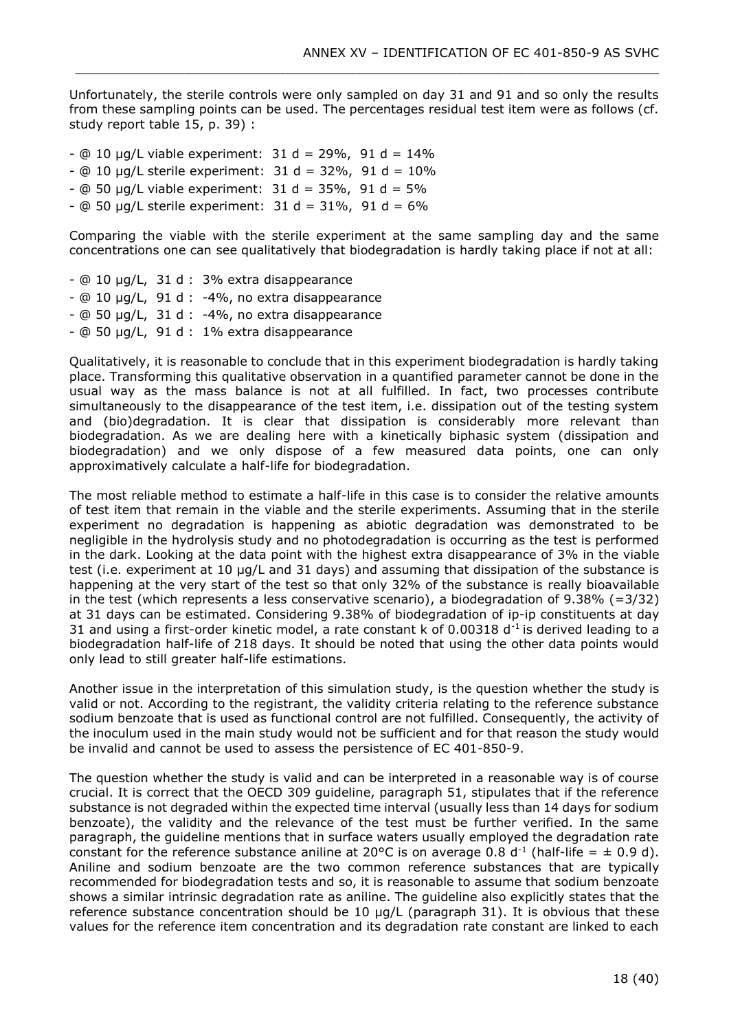Unfortunately, the sterile controls were only sampled on day 31 and 91 and so only the results from these sampling points can be used. The percentages residual test item were as follows (cf. study report table 15, p. 39) :

- @ 10 µg/L viable experiment: 31 d = 29%, 91 d = 14%
- @ 10 µg/L sterile experiment: 31 d = 32%, 91 d = 10%
- @ 50 µg/L viable experiment: 31 d = 35%, 91 d = 5%
- @ 50 µg/L sterile experiment: 31 d = 31%, 91 d = 6%

Comparing the viable with the sterile experiment at the same sampling day and the same concentrations one can see qualitatively that biodegradation is hardly taking place if not at all:

- @ 10 µg/L, 31 d : 3% extra disappearance
- @ 10 µg/L, 91 d : -4%, no extra disappearance
- @ 50 µg/L, 31 d : -4%, no extra disappearance
- @ 50 µg/L, 91 d : 1% extra disappearance

Qualitatively, it is reasonable to conclude that in this experiment biodegradation is hardly taking place. Transforming this qualitative observation in a quantified parameter cannot be done in the usual way as the mass balance is not at all fulfilled. In fact, two processes contribute simultaneously to the disappearance of the test item, i.e. dissipation out of the testing system and (bio)degradation. It is clear that dissipation is considerably more relevant than biodegradation. As we are dealing here with a kinetically biphasic system (dissipation and biodegradation) and we only dispose of a few measured data points, one can only approximatively calculate a half-life for biodegradation.

The most reliable method to estimate a half-life in this case is to consider the relative amounts of test item that remain in the viable and the sterile experiments. Assuming that in the sterile experiment no degradation is happening as abiotic degradation was demonstrated to be negligible in the hydrolysis study and no photodegradation is occurring as the test is performed in the dark. Looking at the data point with the highest extra disappearance of 3% in the viable test (i.e. experiment at 10 µg/L and 31 days) and assuming that dissipation of the substance is happening at the very start of the test so that only 32% of the substance is really bioavailable in the test (which represents a less conservative scenario), a biodegradation of 9.38% (=3/32) at 31 days can be estimated. Considering 9.38% of biodegradation of ip-ip constituents at day 31 and using a first-order kinetic model, a rate constant k of 0.00318 $d^{-1}$ is derived leading to a biodegradation half-life of 218 days. It should be noted that using the other data points would only lead to still greater half-life estimations.

Another issue in the interpretation of this simulation study, is the question whether the study is valid or not. According to the registrant, the validity criteria relating to the reference substance sodium benzoate that is used as functional control are not fulfilled. Consequently, the activity of the inoculum used in the main study would not be sufficient and for that reason the study would be invalid and cannot be used to assess the persistence of EC 401-850-9.

The question whether the study is valid and can be interpreted in a reasonable way is of course crucial. It is correct that the OECD 309 guideline, paragraph 51, stipulates that if the reference substance is not degraded within the expected time interval (usually less than 14 days for sodium benzoate), the validity and the relevance of the test must be further verified. In the same paragraph, the guideline mentions that in surface waters usually employed the degradation rate constant for the reference substance aniline at 20°C is on average 0.8 $d^{-1}$ (half-life = ± 0.9 d). Aniline and sodium benzoate are the two common reference substances that are typically recommended for biodegradation tests and so, it is reasonable to assume that sodium benzoate shows a similar intrinsic degradation rate as aniline. The guideline also explicitly states that the reference substance concentration should be 10 µg/L (paragraph 31). It is obvious that these values for the reference item concentration and its degradation rate constant are linked to each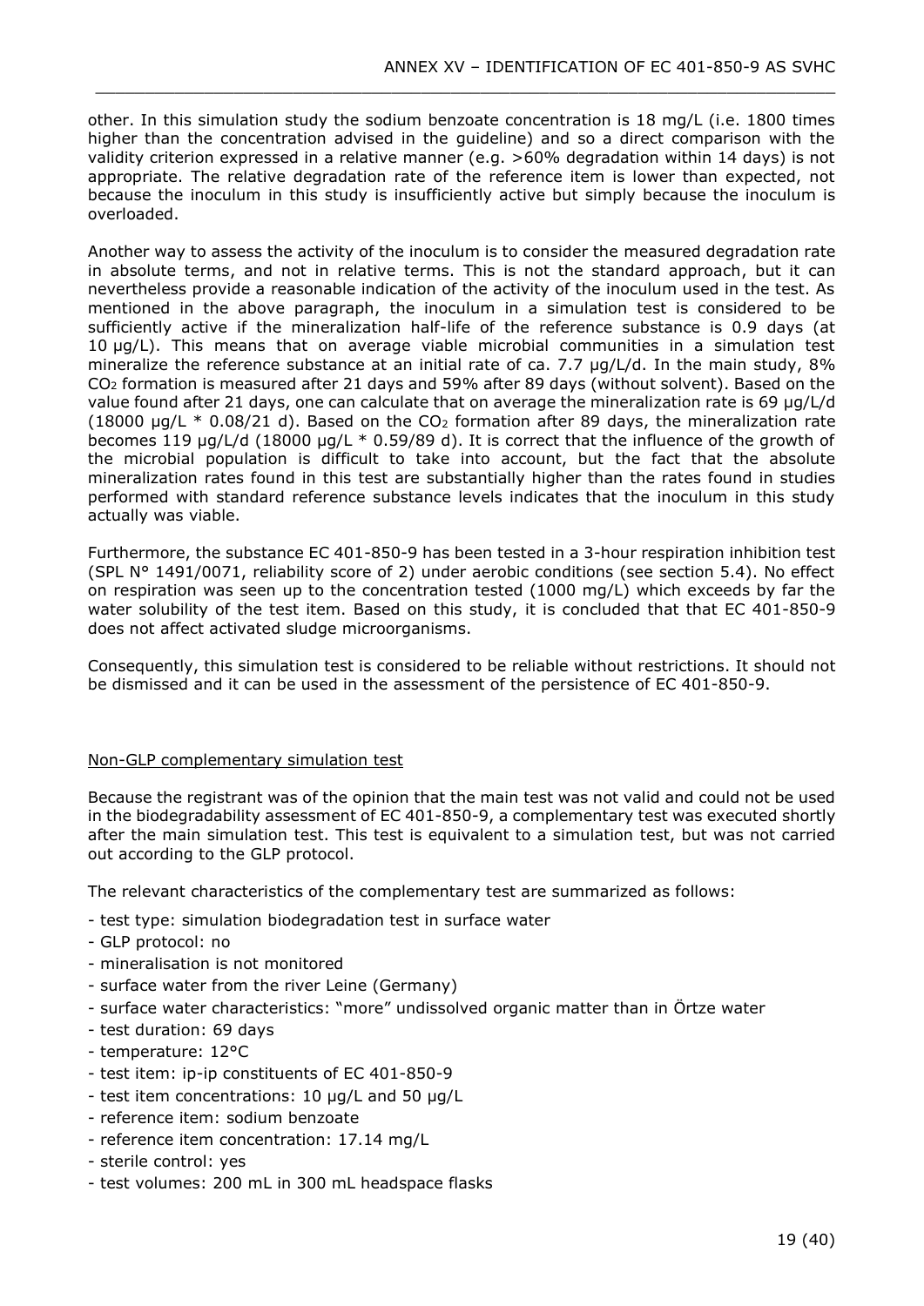other. In this simulation study the sodium benzoate concentration is 18 mg/L (i.e. 1800 times higher than the concentration advised in the guideline) and so a direct comparison with the validity criterion expressed in a relative manner (e.g. >60% degradation within 14 days) is not appropriate. The relative degradation rate of the reference item is lower than expected, not because the inoculum in this study is insufficiently active but simply because the inoculum is overloaded.

Another way to assess the activity of the inoculum is to consider the measured degradation rate in absolute terms, and not in relative terms. This is not the standard approach, but it can nevertheless provide a reasonable indication of the activity of the inoculum used in the test. As mentioned in the above paragraph, the inoculum in a simulation test is considered to be sufficiently active if the mineralization half-life of the reference substance is 0.9 days (at 10 µg/L). This means that on average viable microbial communities in a simulation test mineralize the reference substance at an initial rate of ca. 7.7 µg/L/d. In the main study, 8% $CO_2$ formation is measured after 21 days and 59% after 89 days (without solvent). Based on the value found after 21 days, one can calculate that on average the mineralization rate is 69 µg/L/d (18000 µg/L * 0.08/21 d). Based on the $CO_2$ formation after 89 days, the mineralization rate becomes 119 µg/L/d (18000 µg/L * 0.59/89 d). It is correct that the influence of the growth of the microbial population is difficult to take into account, but the fact that the absolute mineralization rates found in this test are substantially higher than the rates found in studies performed with standard reference substance levels indicates that the inoculum in this study actually was viable.

Furthermore, the substance EC 401-850-9 has been tested in a 3-hour respiration inhibition test (SPL N° 1491/0071, reliability score of 2) under aerobic conditions (see section 5.4). No effect on respiration was seen up to the concentration tested (1000 mg/L) which exceeds by far the water solubility of the test item. Based on this study, it is concluded that that EC 401-850-9 does not affect activated sludge microorganisms.

Consequently, this simulation test is considered to be reliable without restrictions. It should not be dismissed and it can be used in the assessment of the persistence of EC 401-850-9.

Non-GLP complementary simulation test

Because the registrant was of the opinion that the main test was not valid and could not be used in the biodegradability assessment of EC 401-850-9, a complementary test was executed shortly after the main simulation test. This test is equivalent to a simulation test, but was not carried out according to the GLP protocol.

The relevant characteristics of the complementary test are summarized as follows:

- test type: simulation biodegradation test in surface water
- GLP protocol: no
- mineralisation is not monitored
- surface water from the river Leine (Germany)
- surface water characteristics: "more" undissolved organic matter than in Örtze water
- test duration: 69 days
- temperature: 12°C
- test item: ip-ip constituents of EC 401-850-9
- test item concentrations: 10 µg/L and 50 µg/L
- reference item: sodium benzoate
- reference item concentration: 17.14 mg/L
- sterile control: yes
- test volumes: 200 mL in 300 mL headspace flasks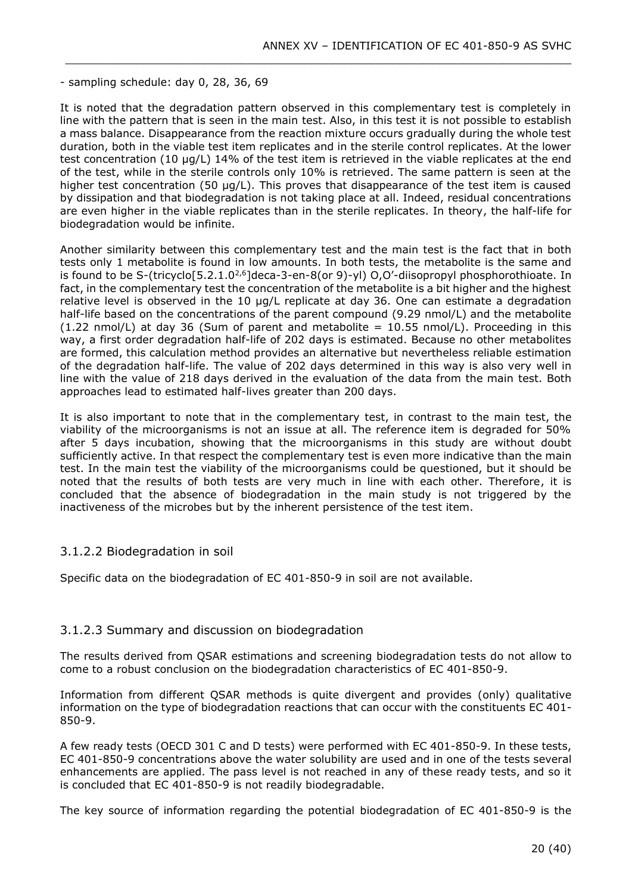- sampling schedule: day 0, 28, 36, 69

It is noted that the degradation pattern observed in this complementary test is completely in line with the pattern that is seen in the main test. Also, in this test it is not possible to establish a mass balance. Disappearance from the reaction mixture occurs gradually during the whole test duration, both in the viable test item replicates and in the sterile control replicates. At the lower test concentration (10 µg/L) 14% of the test item is retrieved in the viable replicates at the end of the test, while in the sterile controls only 10% is retrieved. The same pattern is seen at the higher test concentration (50 µg/L). This proves that disappearance of the test item is caused by dissipation and that biodegradation is not taking place at all. Indeed, residual concentrations are even higher in the viable replicates than in the sterile replicates. In theory, the half-life for biodegradation would be infinite.

Another similarity between this complementary test and the main test is the fact that in both tests only 1 metabolite is found in low amounts. In both tests, the metabolite is the same and is found to be S-(tricyclo[5.2.1.0$^{2,6}$]deca-3-en-8(or 9)-yl) O,O'-diisopropyl phosphorothioate. In fact, in the complementary test the concentration of the metabolite is a bit higher and the highest relative level is observed in the 10 µg/L replicate at day 36. One can estimate a degradation half-life based on the concentrations of the parent compound (9.29 nmol/L) and the metabolite (1.22 nmol/L) at day 36 (Sum of parent and metabolite = 10.55 nmol/L). Proceeding in this way, a first order degradation half-life of 202 days is estimated. Because no other metabolites are formed, this calculation method provides an alternative but nevertheless reliable estimation of the degradation half-life. The value of 202 days determined in this way is also very well in line with the value of 218 days derived in the evaluation of the data from the main test. Both approaches lead to estimated half-lives greater than 200 days.

It is also important to note that in the complementary test, in contrast to the main test, the viability of the microorganisms is not an issue at all. The reference item is degraded for 50% after 5 days incubation, showing that the microorganisms in this study are without doubt sufficiently active. In that respect the complementary test is even more indicative than the main test. In the main test the viability of the microorganisms could be questioned, but it should be noted that the results of both tests are very much in line with each other. Therefore, it is concluded that the absence of biodegradation in the main study is not triggered by the inactiveness of the microbes but by the inherent persistence of the test item.

### 3.1.2.2 Biodegradation in soil

Specific data on the biodegradation of EC 401-850-9 in soil are not available.

### 3.1.2.3 Summary and discussion on biodegradation

The results derived from QSAR estimations and screening biodegradation tests do not allow to come to a robust conclusion on the biodegradation characteristics of EC 401-850-9.

Information from different QSAR methods is quite divergent and provides (only) qualitative information on the type of biodegradation reactions that can occur with the constituents EC 401-850-9.

A few ready tests (OECD 301 C and D tests) were performed with EC 401-850-9. In these tests, EC 401-850-9 concentrations above the water solubility are used and in one of the tests several enhancements are applied. The pass level is not reached in any of these ready tests, and so it is concluded that EC 401-850-9 is not readily biodegradable.

The key source of information regarding the potential biodegradation of EC 401-850-9 is the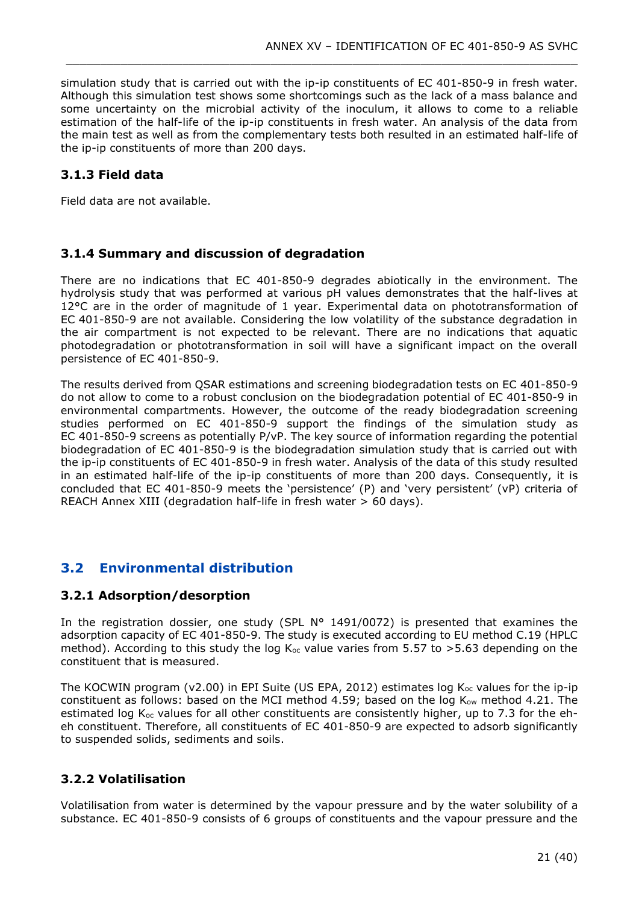simulation study that is carried out with the ip-ip constituents of EC 401-850-9 in fresh water. Although this simulation test shows some shortcomings such as the lack of a mass balance and some uncertainty on the microbial activity of the inoculum, it allows to come to a reliable estimation of the half-life of the ip-ip constituents in fresh water. An analysis of the data from the main test as well as from the complementary tests both resulted in an estimated half-life of the ip-ip constituents of more than 200 days.

### 3.1.3 Field data

Field data are not available.

### 3.1.4 Summary and discussion of degradation

There are no indications that EC 401-850-9 degrades abiotically in the environment. The hydrolysis study that was performed at various pH values demonstrates that the half-lives at 12°C are in the order of magnitude of 1 year. Experimental data on phototransformation of EC 401-850-9 are not available. Considering the low volatility of the substance degradation in the air compartment is not expected to be relevant. There are no indications that aquatic photodegradation or phototransformation in soil will have a significant impact on the overall persistence of EC 401-850-9.

The results derived from QSAR estimations and screening biodegradation tests on EC 401-850-9 do not allow to come to a robust conclusion on the biodegradation potential of EC 401-850-9 in environmental compartments. However, the outcome of the ready biodegradation screening studies performed on EC 401-850-9 support the findings of the simulation study as EC 401-850-9 screens as potentially P/vP. The key source of information regarding the potential biodegradation of EC 401-850-9 is the biodegradation simulation study that is carried out with the ip-ip constituents of EC 401-850-9 in fresh water. Analysis of the data of this study resulted in an estimated half-life of the ip-ip constituents of more than 200 days. Consequently, it is concluded that EC 401-850-9 meets the 'persistence' (P) and 'very persistent' (vP) criteria of REACH Annex XIII (degradation half-life in fresh water > 60 days).

## 3.2 Environmental distribution

### 3.2.1 Adsorption/desorption

In the registration dossier, one study (SPL N° 1491/0072) is presented that examines the adsorption capacity of EC 401-850-9. The study is executed according to EU method C.19 (HPLC method). According to this study the log $K_{oc}$ value varies from 5.57 to >5.63 depending on the constituent that is measured.

The KOCWIN program (v2.00) in EPI Suite (US EPA, 2012) estimates log $K_{oc}$ values for the ip-ip constituent as follows: based on the MCI method 4.59; based on the log $K_{ow}$ method 4.21. The estimated log $K_{oc}$ values for all other constituents are consistently higher, up to 7.3 for the eh-eh constituent. Therefore, all constituents of EC 401-850-9 are expected to adsorb significantly to suspended solids, sediments and soils.

### 3.2.2 Volatilisation

Volatilisation from water is determined by the vapour pressure and by the water solubility of a substance. EC 401-850-9 consists of 6 groups of constituents and the vapour pressure and the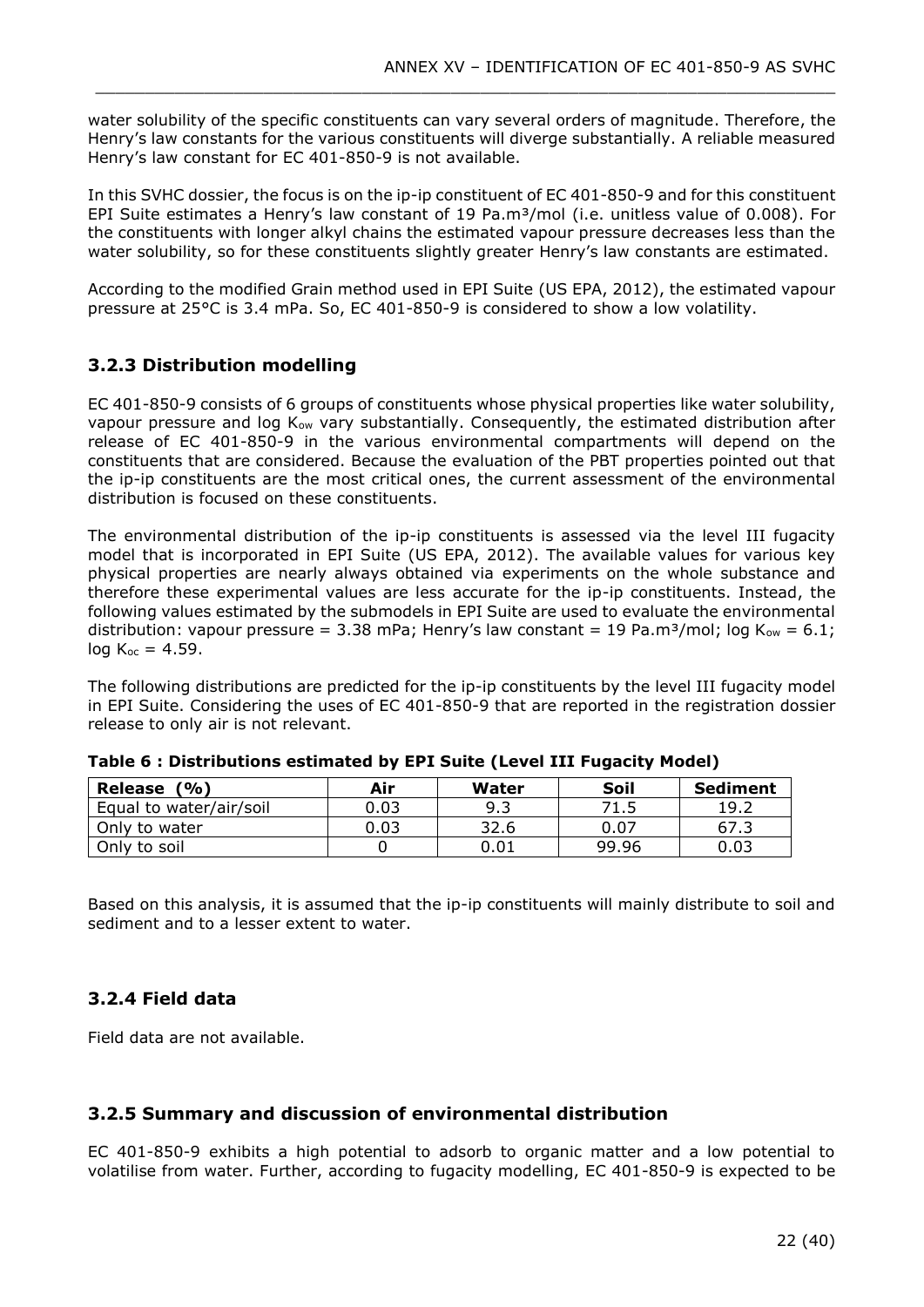water solubility of the specific constituents can vary several orders of magnitude. Therefore, the Henry's law constants for the various constituents will diverge substantially. A reliable measured Henry's law constant for EC 401-850-9 is not available.

In this SVHC dossier, the focus is on the ip-ip constituent of EC 401-850-9 and for this constituent EPI Suite estimates a Henry's law constant of 19 Pa.m³/mol (i.e. unitless value of 0.008). For the constituents with longer alkyl chains the estimated vapour pressure decreases less than the water solubility, so for these constituents slightly greater Henry's law constants are estimated.

According to the modified Grain method used in EPI Suite (US EPA, 2012), the estimated vapour pressure at 25°C is 3.4 mPa. So, EC 401-850-9 is considered to show a low volatility.

### 3.2.3 Distribution modelling

EC 401-850-9 consists of 6 groups of constituents whose physical properties like water solubility, vapour pressure and log $K_{ow}$ vary substantially. Consequently, the estimated distribution after release of EC 401-850-9 in the various environmental compartments will depend on the constituents that are considered. Because the evaluation of the PBT properties pointed out that the ip-ip constituents are the most critical ones, the current assessment of the environmental distribution is focused on these constituents.

The environmental distribution of the ip-ip constituents is assessed via the level III fugacity model that is incorporated in EPI Suite (US EPA, 2012). The available values for various key physical properties are nearly always obtained via experiments on the whole substance and therefore these experimental values are less accurate for the ip-ip constituents. Instead, the following values estimated by the submodels in EPI Suite are used to evaluate the environmental distribution: vapour pressure = 3.38 mPa; Henry's law constant = 19 Pa.m³/mol; log $K_{ow}$ = 6.1; log $K_{oc}$ = 4.59.

The following distributions are predicted for the ip-ip constituents by the level III fugacity model in EPI Suite. Considering the uses of EC 401-850-9 that are reported in the registration dossier release to only air is not relevant.

**Table 6 : Distributions estimated by EPI Suite (Level III Fugacity Model)**

| Release (%) | Air | Water | Soil | Sediment |
|---|---|---|---|---|
| Equal to water/air/soil | 0.03 | 9.3 | 71.5 | 19.2 |
| Only to water | 0.03 | 32.6 | 0.07 | 67.3 |
| Only to soil | 0 | 0.01 | 99.96 | 0.03 |

Based on this analysis, it is assumed that the ip-ip constituents will mainly distribute to soil and sediment and to a lesser extent to water.

### 3.2.4 Field data

Field data are not available.

### 3.2.5 Summary and discussion of environmental distribution

EC 401-850-9 exhibits a high potential to adsorb to organic matter and a low potential to volatilise from water. Further, according to fugacity modelling, EC 401-850-9 is expected to be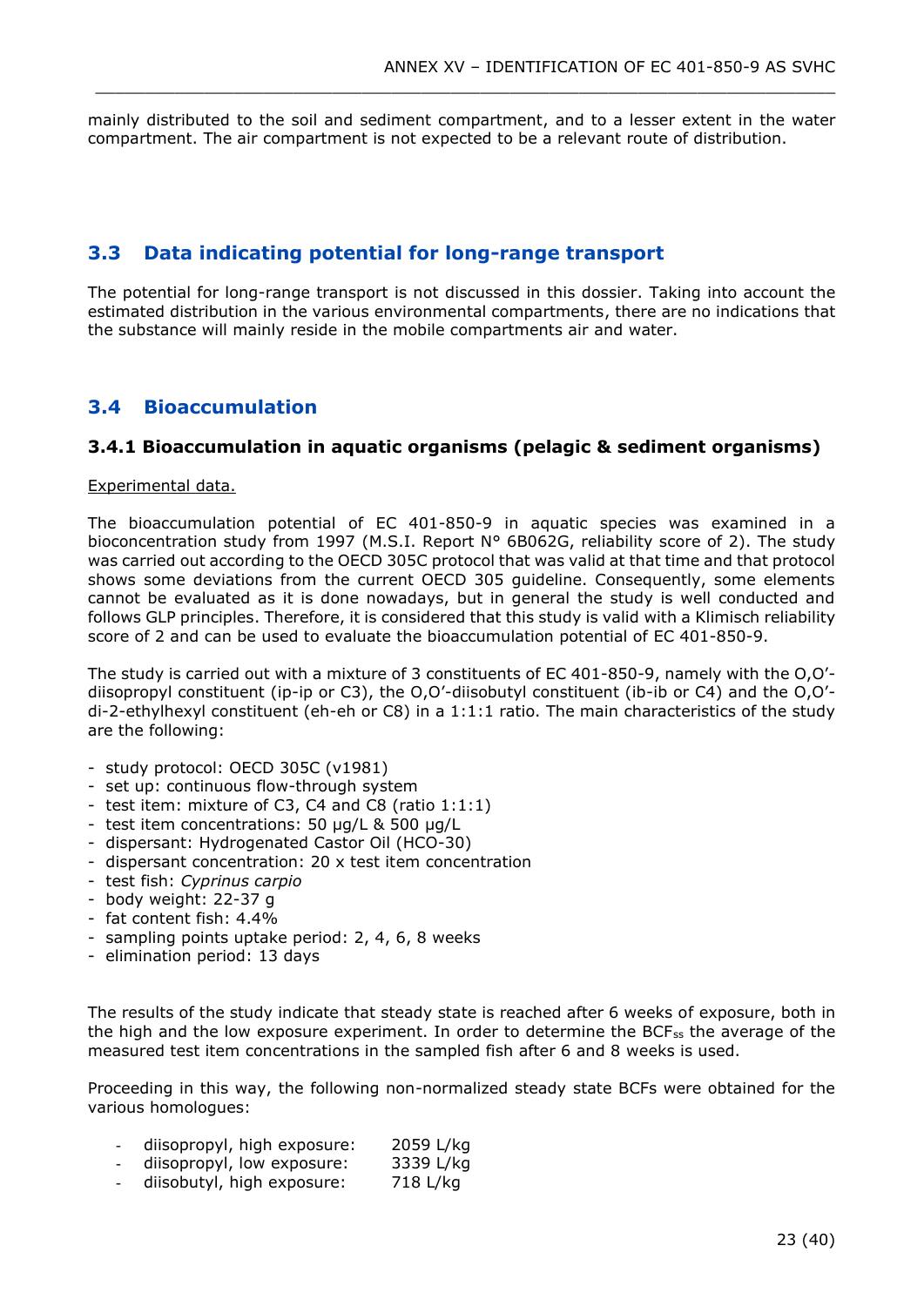mainly distributed to the soil and sediment compartment, and to a lesser extent in the water compartment. The air compartment is not expected to be a relevant route of distribution.

## 3.3 Data indicating potential for long-range transport

The potential for long-range transport is not discussed in this dossier. Taking into account the estimated distribution in the various environmental compartments, there are no indications that the substance will mainly reside in the mobile compartments air and water.

## 3.4 Bioaccumulation

### 3.4.1 Bioaccumulation in aquatic organisms (pelagic & sediment organisms)

<u>Experimental data.</u>

The bioaccumulation potential of EC 401-850-9 in aquatic species was examined in a bioconcentration study from 1997 (M.S.I. Report N° 6B062G, reliability score of 2). The study was carried out according to the OECD 305C protocol that was valid at that time and that protocol shows some deviations from the current OECD 305 guideline. Consequently, some elements cannot be evaluated as it is done nowadays, but in general the study is well conducted and follows GLP principles. Therefore, it is considered that this study is valid with a Klimisch reliability score of 2 and can be used to evaluate the bioaccumulation potential of EC 401-850-9.

The study is carried out with a mixture of 3 constituents of EC 401-850-9, namely with the O,O'-diisopropyl constituent (ip-ip or C3), the O,O'-diisobutyl constituent (ib-ib or C4) and the O,O'-di-2-ethylhexyl constituent (eh-eh or C8) in a 1:1:1 ratio. The main characteristics of the study are the following:

- study protocol: OECD 305C (v1981)
- set up: continuous flow-through system
- test item: mixture of C3, C4 and C8 (ratio 1:1:1)
- test item concentrations: 50 µg/L & 500 µg/L
- dispersant: Hydrogenated Castor Oil (HCO-30)
- dispersant concentration: 20 x test item concentration
- test fish: *Cyprinus carpio*
- body weight: 22-37 g
- fat content fish: 4.4%
- sampling points uptake period: 2, 4, 6, 8 weeks
- elimination period: 13 days

The results of the study indicate that steady state is reached after 6 weeks of exposure, both in the high and the low exposure experiment. In order to determine the $BCF_{ss}$ the average of the measured test item concentrations in the sampled fish after 6 and 8 weeks is used.

Proceeding in this way, the following non-normalized steady state BCFs were obtained for the various homologues:

- diisopropyl, high exposure: 2059 L/kg
- diisopropyl, low exposure: 3339 L/kg
- diisobutyl, high exposure: 718 L/kg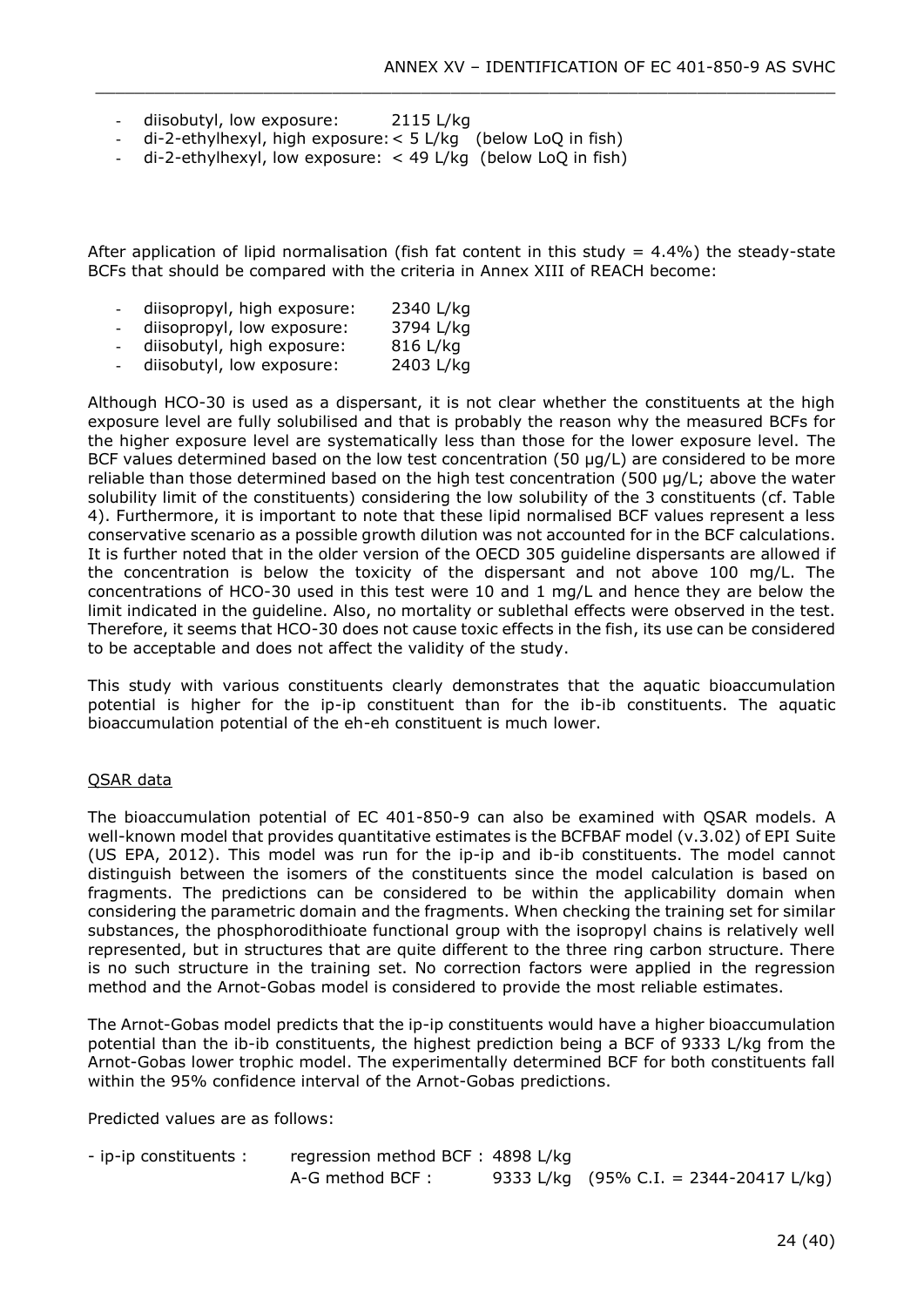- diisobutyl, low exposure: 2115 L/kg
- di-2-ethylhexyl, high exposure: < 5 L/kg (below LoQ in fish)
- di-2-ethylhexyl, low exposure: < 49 L/kg (below LoQ in fish)

After application of lipid normalisation (fish fat content in this study = 4.4%) the steady-state BCFs that should be compared with the criteria in Annex XIII of REACH become:

- diisopropyl, high exposure: 2340 L/kg
- diisopropyl, low exposure: 3794 L/kg
- diisobutyl, high exposure: 816 L/kg
- diisobutyl, low exposure: 2403 L/kg

Although HCO-30 is used as a dispersant, it is not clear whether the constituents at the high exposure level are fully solubilised and that is probably the reason why the measured BCFs for the higher exposure level are systematically less than those for the lower exposure level. The BCF values determined based on the low test concentration (50 µg/L) are considered to be more reliable than those determined based on the high test concentration (500 µg/L; above the water solubility limit of the constituents) considering the low solubility of the 3 constituents (cf. Table 4). Furthermore, it is important to note that these lipid normalised BCF values represent a less conservative scenario as a possible growth dilution was not accounted for in the BCF calculations. It is further noted that in the older version of the OECD 305 guideline dispersants are allowed if the concentration is below the toxicity of the dispersant and not above 100 mg/L. The concentrations of HCO-30 used in this test were 10 and 1 mg/L and hence they are below the limit indicated in the guideline. Also, no mortality or sublethal effects were observed in the test. Therefore, it seems that HCO-30 does not cause toxic effects in the fish, its use can be considered to be acceptable and does not affect the validity of the study.

This study with various constituents clearly demonstrates that the aquatic bioaccumulation potential is higher for the ip-ip constituent than for the ib-ib constituents. The aquatic bioaccumulation potential of the eh-eh constituent is much lower.

QSAR data

The bioaccumulation potential of EC 401-850-9 can also be examined with QSAR models. A well-known model that provides quantitative estimates is the BCFBAF model (v.3.02) of EPI Suite (US EPA, 2012). This model was run for the ip-ip and ib-ib constituents. The model cannot distinguish between the isomers of the constituents since the model calculation is based on fragments. The predictions can be considered to be within the applicability domain when considering the parametric domain and the fragments. When checking the training set for similar substances, the phosphorodithioate functional group with the isopropyl chains is relatively well represented, but in structures that are quite different to the three ring carbon structure. There is no such structure in the training set. No correction factors were applied in the regression method and the Arnot-Gobas model is considered to provide the most reliable estimates.

The Arnot-Gobas model predicts that the ip-ip constituents would have a higher bioaccumulation potential than the ib-ib constituents, the highest prediction being a BCF of 9333 L/kg from the Arnot-Gobas lower trophic model. The experimentally determined BCF for both constituents fall within the 95% confidence interval of the Arnot-Gobas predictions.

Predicted values are as follows:

- ip-ip constituents :
  - regression method BCF : 4898 L/kg
  - A-G method BCF : 9333 L/kg (95% C.I. = 2344-20417 L/kg)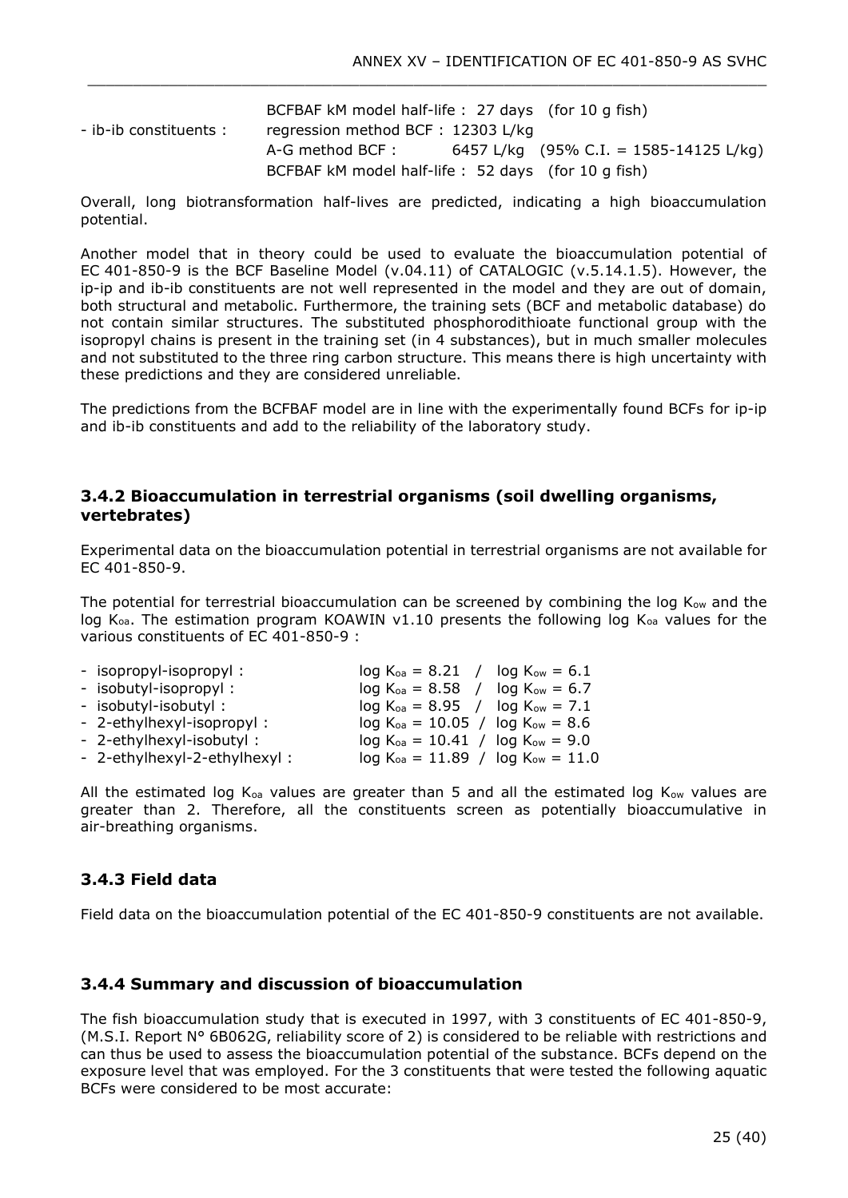BCFBAF kM model half-life : 27 days (for 10 g fish)

- ib-ib constituents : regression method BCF : 12303 L/kg
  A-G method BCF : 6457 L/kg (95% C.I. = 1585-14125 L/kg)
  BCFBAF kM model half-life : 52 days (for 10 g fish)

Overall, long biotransformation half-lives are predicted, indicating a high bioaccumulation potential.

Another model that in theory could be used to evaluate the bioaccumulation potential of EC 401-850-9 is the BCF Baseline Model (v.04.11) of CATALOGIC (v.5.14.1.5). However, the ip-ip and ib-ib constituents are not well represented in the model and they are out of domain, both structural and metabolic. Furthermore, the training sets (BCF and metabolic database) do not contain similar structures. The substituted phosphorodithioate functional group with the isopropyl chains is present in the training set (in 4 substances), but in much smaller molecules and not substituted to the three ring carbon structure. This means there is high uncertainty with these predictions and they are considered unreliable.

The predictions from the BCFBAF model are in line with the experimentally found BCFs for ip-ip and ib-ib constituents and add to the reliability of the laboratory study.

### 3.4.2 Bioaccumulation in terrestrial organisms (soil dwelling organisms, vertebrates)

Experimental data on the bioaccumulation potential in terrestrial organisms are not available for EC 401-850-9.

The potential for terrestrial bioaccumulation can be screened by combining the log $K_{ow}$ and the log $K_{oa}$. The estimation program KOAWIN v1.10 presents the following log $K_{oa}$ values for the various constituents of EC 401-850-9 :

- isopropyl-isopropyl : log $K_{oa}$ = 8.21 / log $K_{ow}$ = 6.1
- isobutyl-isopropyl : log $K_{oa}$ = 8.58 / log $K_{ow}$ = 6.7
- isobutyl-isobutyl : log $K_{oa}$ = 8.95 / log $K_{ow}$ = 7.1
- 2-ethylhexyl-isopropyl : log $K_{oa}$ = 10.05 / log $K_{ow}$ = 8.6
- 2-ethylhexyl-isobutyl : log $K_{oa}$ = 10.41 / log $K_{ow}$ = 9.0
- 2-ethylhexyl-2-ethylhexyl : log $K_{oa}$ = 11.89 / log $K_{ow}$ = 11.0

All the estimated log $K_{oa}$ values are greater than 5 and all the estimated log $K_{ow}$ values are greater than 2. Therefore, all the constituents screen as potentially bioaccumulative in air-breathing organisms.

### 3.4.3 Field data

Field data on the bioaccumulation potential of the EC 401-850-9 constituents are not available.

### 3.4.4 Summary and discussion of bioaccumulation

The fish bioaccumulation study that is executed in 1997, with 3 constituents of EC 401-850-9, (M.S.I. Report N° 6B062G, reliability score of 2) is considered to be reliable with restrictions and can thus be used to assess the bioaccumulation potential of the substance. BCFs depend on the exposure level that was employed. For the 3 constituents that were tested the following aquatic BCFs were considered to be most accurate: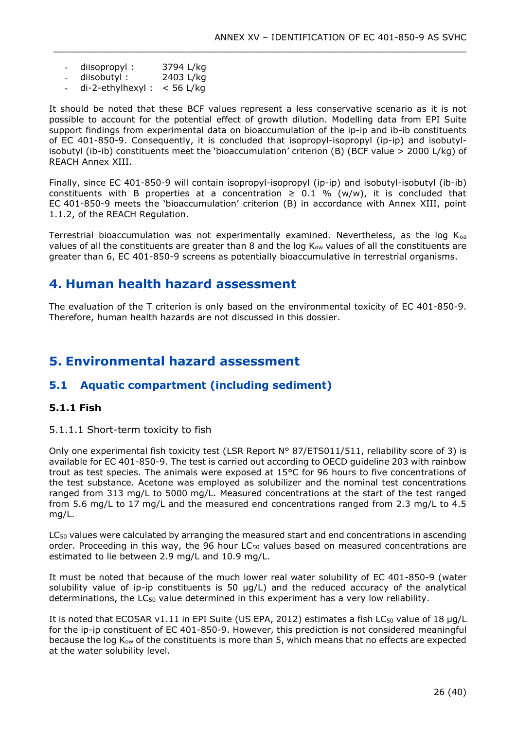- diisopropyl : 3794 L/kg
- diisobutyl : 2403 L/kg
- di-2-ethylhexyl : < 56 L/kg

It should be noted that these BCF values represent a less conservative scenario as it is not possible to account for the potential effect of growth dilution. Modelling data from EPI Suite support findings from experimental data on bioaccumulation of the ip-ip and ib-ib constituents of EC 401-850-9. Consequently, it is concluded that isopropyl-isopropyl (ip-ip) and isobutyl-isobutyl (ib-ib) constituents meet the 'bioaccumulation' criterion (B) (BCF value > 2000 L/kg) of REACH Annex XIII.

Finally, since EC 401-850-9 will contain isopropyl-isopropyl (ip-ip) and isobutyl-isobutyl (ib-ib) constituents with B properties at a concentration ≥ 0.1 % (w/w), it is concluded that EC 401-850-9 meets the 'bioaccumulation' criterion (B) in accordance with Annex XIII, point 1.1.2, of the REACH Regulation.

Terrestrial bioaccumulation was not experimentally examined. Nevertheless, as the log $K_{oa}$ values of all the constituents are greater than 8 and the log $K_{ow}$ values of all the constituents are greater than 6, EC 401-850-9 screens as potentially bioaccumulative in terrestrial organisms.

# 4. Human health hazard assessment

The evaluation of the T criterion is only based on the environmental toxicity of EC 401-850-9. Therefore, human health hazards are not discussed in this dossier.

# 5. Environmental hazard assessment

## 5.1 Aquatic compartment (including sediment)

### 5.1.1 Fish

5.1.1.1 Short-term toxicity to fish

Only one experimental fish toxicity test (LSR Report N° 87/ETS011/511, reliability score of 3) is available for EC 401-850-9. The test is carried out according to OECD guideline 203 with rainbow trout as test species. The animals were exposed at 15°C for 96 hours to five concentrations of the test substance. Acetone was employed as solubilizer and the nominal test concentrations ranged from 313 mg/L to 5000 mg/L. Measured concentrations at the start of the test ranged from 5.6 mg/L to 17 mg/L and the measured end concentrations ranged from 2.3 mg/L to 4.5 mg/L.

$LC_{50}$ values were calculated by arranging the measured start and end concentrations in ascending order. Proceeding in this way, the 96 hour $LC_{50}$ values based on measured concentrations are estimated to lie between 2.9 mg/L and 10.9 mg/L.

It must be noted that because of the much lower real water solubility of EC 401-850-9 (water solubility value of ip-ip constituents is 50 µg/L) and the reduced accuracy of the analytical determinations, the $LC_{50}$ value determined in this experiment has a very low reliability.

It is noted that ECOSAR v1.11 in EPI Suite (US EPA, 2012) estimates a fish $LC_{50}$ value of 18 µg/L for the ip-ip constituent of EC 401-850-9. However, this prediction is not considered meaningful because the log $K_{ow}$ of the constituents is more than 5, which means that no effects are expected at the water solubility level.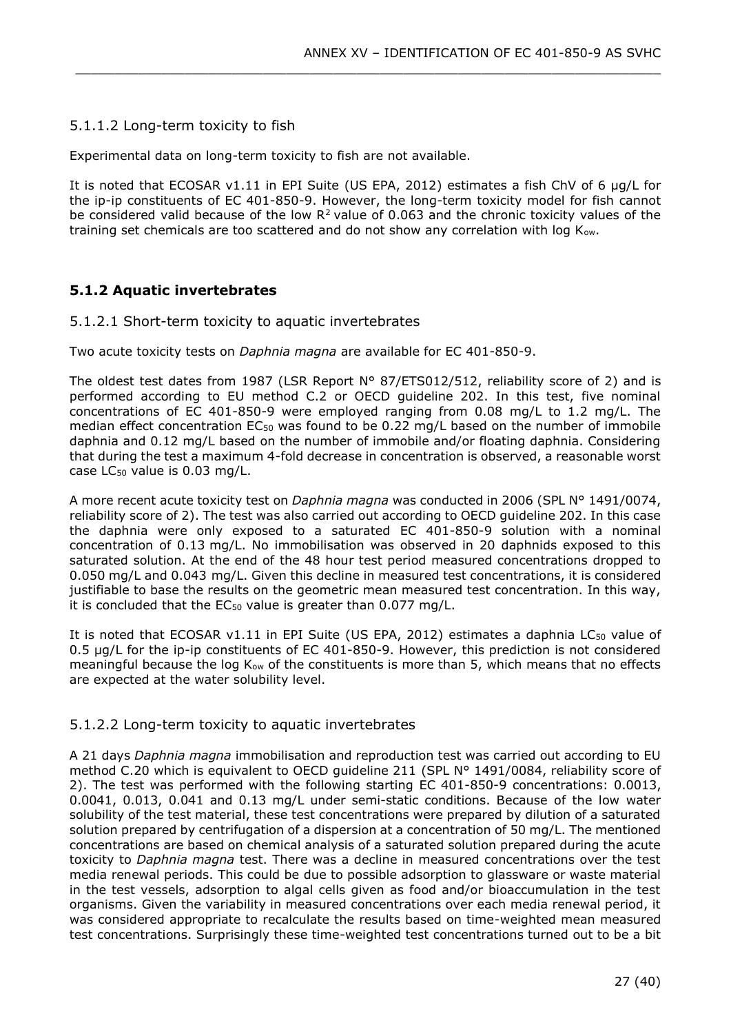#### 5.1.1.2 Long-term toxicity to fish

Experimental data on long-term toxicity to fish are not available.

It is noted that ECOSAR v1.11 in EPI Suite (US EPA, 2012) estimates a fish ChV of 6 µg/L for the ip-ip constituents of EC 401-850-9. However, the long-term toxicity model for fish cannot be considered valid because of the low $R^2$ value of 0.063 and the chronic toxicity values of the training set chemicals are too scattered and do not show any correlation with log $K_{ow}$.

### 5.1.2 Aquatic invertebrates

#### 5.1.2.1 Short-term toxicity to aquatic invertebrates

Two acute toxicity tests on *Daphnia magna* are available for EC 401-850-9.

The oldest test dates from 1987 (LSR Report N° 87/ETS012/512, reliability score of 2) and is performed according to EU method C.2 or OECD guideline 202. In this test, five nominal concentrations of EC 401-850-9 were employed ranging from 0.08 mg/L to 1.2 mg/L. The median effect concentration $EC_{50}$ was found to be 0.22 mg/L based on the number of immobile daphnia and 0.12 mg/L based on the number of immobile and/or floating daphnia. Considering that during the test a maximum 4-fold decrease in concentration is observed, a reasonable worst case $LC_{50}$ value is 0.03 mg/L.

A more recent acute toxicity test on *Daphnia magna* was conducted in 2006 (SPL N° 1491/0074, reliability score of 2). The test was also carried out according to OECD guideline 202. In this case the daphnia were only exposed to a saturated EC 401-850-9 solution with a nominal concentration of 0.13 mg/L. No immobilisation was observed in 20 daphnids exposed to this saturated solution. At the end of the 48 hour test period measured concentrations dropped to 0.050 mg/L and 0.043 mg/L. Given this decline in measured test concentrations, it is considered justifiable to base the results on the geometric mean measured test concentration. In this way, it is concluded that the $EC_{50}$ value is greater than 0.077 mg/L.

It is noted that ECOSAR v1.11 in EPI Suite (US EPA, 2012) estimates a daphnia $LC_{50}$ value of 0.5 µg/L for the ip-ip constituents of EC 401-850-9. However, this prediction is not considered meaningful because the log $K_{ow}$ of the constituents is more than 5, which means that no effects are expected at the water solubility level.

#### 5.1.2.2 Long-term toxicity to aquatic invertebrates

A 21 days *Daphnia magna* immobilisation and reproduction test was carried out according to EU method C.20 which is equivalent to OECD guideline 211 (SPL N° 1491/0084, reliability score of 2). The test was performed with the following starting EC 401-850-9 concentrations: 0.0013, 0.0041, 0.013, 0.041 and 0.13 mg/L under semi-static conditions. Because of the low water solubility of the test material, these test concentrations were prepared by dilution of a saturated solution prepared by centrifugation of a dispersion at a concentration of 50 mg/L. The mentioned concentrations are based on chemical analysis of a saturated solution prepared during the acute toxicity to *Daphnia magna* test. There was a decline in measured concentrations over the test media renewal periods. This could be due to possible adsorption to glassware or waste material in the test vessels, adsorption to algal cells given as food and/or bioaccumulation in the test organisms. Given the variability in measured concentrations over each media renewal period, it was considered appropriate to recalculate the results based on time-weighted mean measured test concentrations. Surprisingly these time-weighted test concentrations turned out to be a bit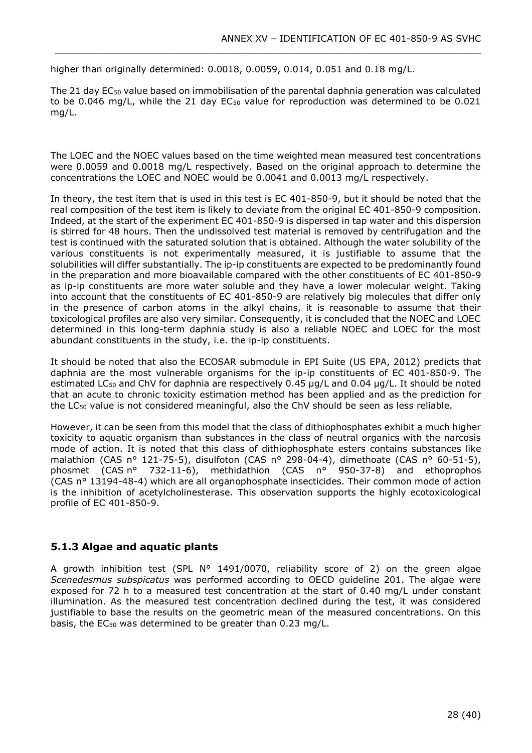higher than originally determined: 0.0018, 0.0059, 0.014, 0.051 and 0.18 mg/L.

The 21 day $EC_{50}$ value based on immobilisation of the parental daphnia generation was calculated to be 0.046 mg/L, while the 21 day $EC_{50}$ value for reproduction was determined to be 0.021 mg/L.

The LOEC and the NOEC values based on the time weighted mean measured test concentrations were 0.0059 and 0.0018 mg/L respectively. Based on the original approach to determine the concentrations the LOEC and NOEC would be 0.0041 and 0.0013 mg/L respectively.

In theory, the test item that is used in this test is EC 401-850-9, but it should be noted that the real composition of the test item is likely to deviate from the original EC 401-850-9 composition. Indeed, at the start of the experiment EC 401-850-9 is dispersed in tap water and this dispersion is stirred for 48 hours. Then the undissolved test material is removed by centrifugation and the test is continued with the saturated solution that is obtained. Although the water solubility of the various constituents is not experimentally measured, it is justifiable to assume that the solubilities will differ substantially. The ip-ip constituents are expected to be predominantly found in the preparation and more bioavailable compared with the other constituents of EC 401-850-9 as ip-ip constituents are more water soluble and they have a lower molecular weight. Taking into account that the constituents of EC 401-850-9 are relatively big molecules that differ only in the presence of carbon atoms in the alkyl chains, it is reasonable to assume that their toxicological profiles are also very similar. Consequently, it is concluded that the NOEC and LOEC determined in this long-term daphnia study is also a reliable NOEC and LOEC for the most abundant constituents in the study, i.e. the ip-ip constituents.

It should be noted that also the ECOSAR submodule in EPI Suite (US EPA, 2012) predicts that daphnia are the most vulnerable organisms for the ip-ip constituents of EC 401-850-9. The estimated $LC_{50}$ and ChV for daphnia are respectively 0.45 µg/L and 0.04 µg/L. It should be noted that an acute to chronic toxicity estimation method has been applied and as the prediction for the $LC_{50}$ value is not considered meaningful, also the ChV should be seen as less reliable.

However, it can be seen from this model that the class of dithiophosphates exhibit a much higher toxicity to aquatic organism than substances in the class of neutral organics with the narcosis mode of action. It is noted that this class of dithiophosphate esters contains substances like malathion (CAS n° 121-75-5), disulfoton (CAS n° 298-04-4), dimethoate (CAS n° 60-51-5), phosmet (CAS n° 732-11-6), methidathion (CAS n° 950-37-8) and ethoprophos (CAS n° 13194-48-4) which are all organophosphate insecticides. Their common mode of action is the inhibition of acetylcholinesterase. This observation supports the highly ecotoxicological profile of EC 401-850-9.

### 5.1.3 Algae and aquatic plants

A growth inhibition test (SPL N° 1491/0070, reliability score of 2) on the green algae *Scenedesmus subspicatus* was performed according to OECD guideline 201. The algae were exposed for 72 h to a measured test concentration at the start of 0.40 mg/L under constant illumination. As the measured test concentration declined during the test, it was considered justifiable to base the results on the geometric mean of the measured concentrations. On this basis, the $EC_{50}$ was determined to be greater than 0.23 mg/L.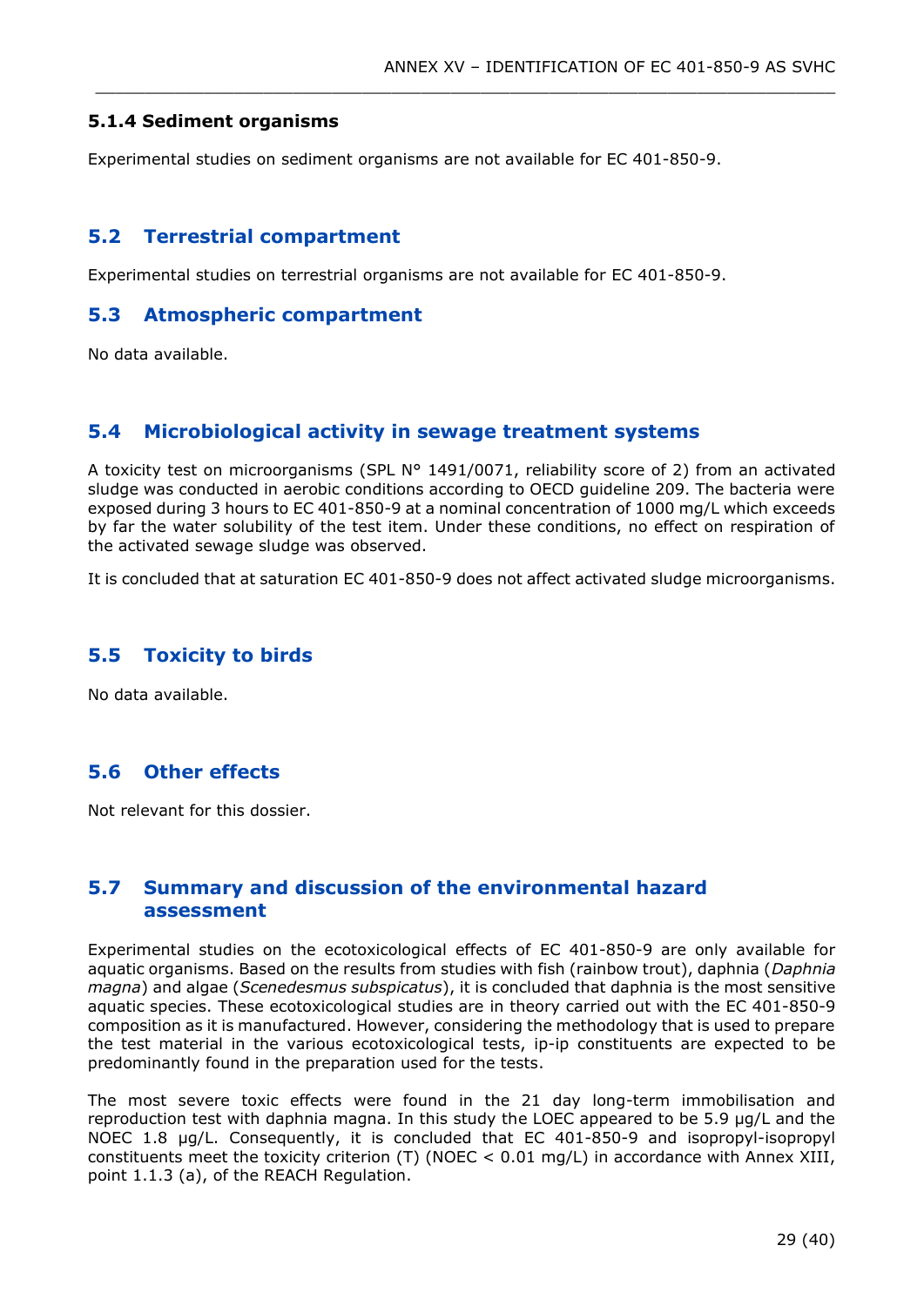### 5.1.4 Sediment organisms

Experimental studies on sediment organisms are not available for EC 401-850-9.

## 5.2 Terrestrial compartment

Experimental studies on terrestrial organisms are not available for EC 401-850-9.

## 5.3 Atmospheric compartment

No data available.

## 5.4 Microbiological activity in sewage treatment systems

A toxicity test on microorganisms (SPL N° 1491/0071, reliability score of 2) from an activated sludge was conducted in aerobic conditions according to OECD guideline 209. The bacteria were exposed during 3 hours to EC 401-850-9 at a nominal concentration of 1000 mg/L which exceeds by far the water solubility of the test item. Under these conditions, no effect on respiration of the activated sewage sludge was observed.

It is concluded that at saturation EC 401-850-9 does not affect activated sludge microorganisms.

## 5.5 Toxicity to birds

No data available.

## 5.6 Other effects

Not relevant for this dossier.

## 5.7 Summary and discussion of the environmental hazard assessment

Experimental studies on the ecotoxicological effects of EC 401-850-9 are only available for aquatic organisms. Based on the results from studies with fish (rainbow trout), daphnia (*Daphnia magna*) and algae (*Scenedesmus subspicatus*), it is concluded that daphnia is the most sensitive aquatic species. These ecotoxicological studies are in theory carried out with the EC 401-850-9 composition as it is manufactured. However, considering the methodology that is used to prepare the test material in the various ecotoxicological tests, ip-ip constituents are expected to be predominantly found in the preparation used for the tests.

The most severe toxic effects were found in the 21 day long-term immobilisation and reproduction test with daphnia magna. In this study the LOEC appeared to be 5.9 µg/L and the NOEC 1.8 µg/L. Consequently, it is concluded that EC 401-850-9 and isopropyl-isopropyl constituents meet the toxicity criterion (T) (NOEC < 0.01 mg/L) in accordance with Annex XIII, point 1.1.3 (a), of the REACH Regulation.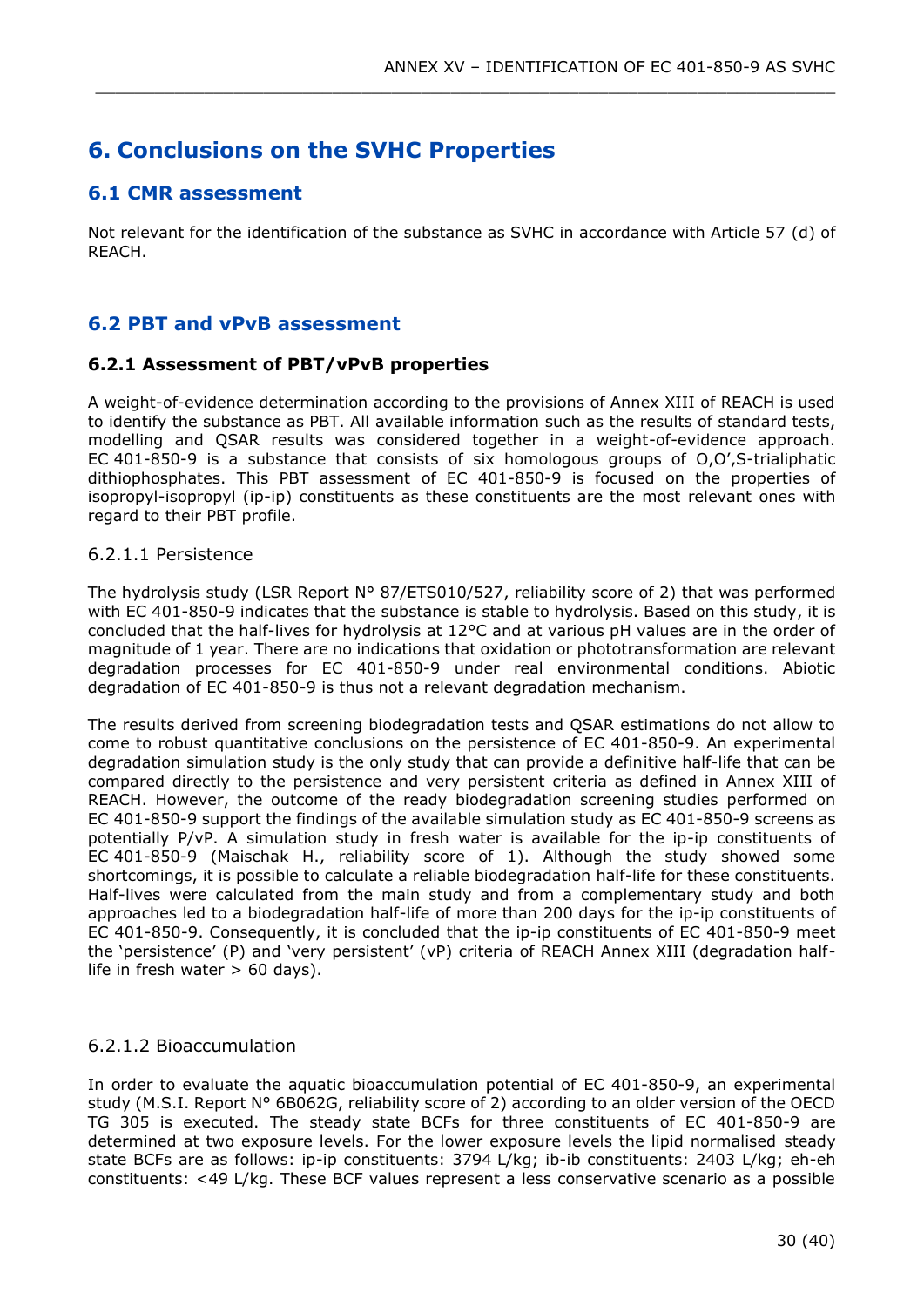# 6. Conclusions on the SVHC Properties

## 6.1 CMR assessment

Not relevant for the identification of the substance as SVHC in accordance with Article 57 (d) of REACH.

## 6.2 PBT and vPvB assessment

### 6.2.1 Assessment of PBT/vPvB properties

A weight-of-evidence determination according to the provisions of Annex XIII of REACH is used to identify the substance as PBT. All available information such as the results of standard tests, modelling and QSAR results was considered together in a weight-of-evidence approach. EC 401-850-9 is a substance that consists of six homologous groups of O,O',S-trialiphatic dithiophosphates. This PBT assessment of EC 401-850-9 is focused on the properties of isopropyl-isopropyl (ip-ip) constituents as these constituents are the most relevant ones with regard to their PBT profile.

#### 6.2.1.1 Persistence

The hydrolysis study (LSR Report N° 87/ETS010/527, reliability score of 2) that was performed with EC 401-850-9 indicates that the substance is stable to hydrolysis. Based on this study, it is concluded that the half-lives for hydrolysis at 12°C and at various pH values are in the order of magnitude of 1 year. There are no indications that oxidation or phototransformation are relevant degradation processes for EC 401-850-9 under real environmental conditions. Abiotic degradation of EC 401-850-9 is thus not a relevant degradation mechanism.

The results derived from screening biodegradation tests and QSAR estimations do not allow to come to robust quantitative conclusions on the persistence of EC 401-850-9. An experimental degradation simulation study is the only study that can provide a definitive half-life that can be compared directly to the persistence and very persistent criteria as defined in Annex XIII of REACH. However, the outcome of the ready biodegradation screening studies performed on EC 401-850-9 support the findings of the available simulation study as EC 401-850-9 screens as potentially P/vP. A simulation study in fresh water is available for the ip-ip constituents of EC 401-850-9 (Maischak H., reliability score of 1). Although the study showed some shortcomings, it is possible to calculate a reliable biodegradation half-life for these constituents. Half-lives were calculated from the main study and from a complementary study and both approaches led to a biodegradation half-life of more than 200 days for the ip-ip constituents of EC 401-850-9. Consequently, it is concluded that the ip-ip constituents of EC 401-850-9 meet the 'persistence' (P) and 'very persistent' (vP) criteria of REACH Annex XIII (degradation half-life in fresh water > 60 days).

#### 6.2.1.2 Bioaccumulation

In order to evaluate the aquatic bioaccumulation potential of EC 401-850-9, an experimental study (M.S.I. Report N° 6B062G, reliability score of 2) according to an older version of the OECD TG 305 is executed. The steady state BCFs for three constituents of EC 401-850-9 are determined at two exposure levels. For the lower exposure levels the lipid normalised steady state BCFs are as follows: ip-ip constituents: 3794 L/kg; ib-ib constituents: 2403 L/kg; eh-eh constituents: <49 L/kg. These BCF values represent a less conservative scenario as a possible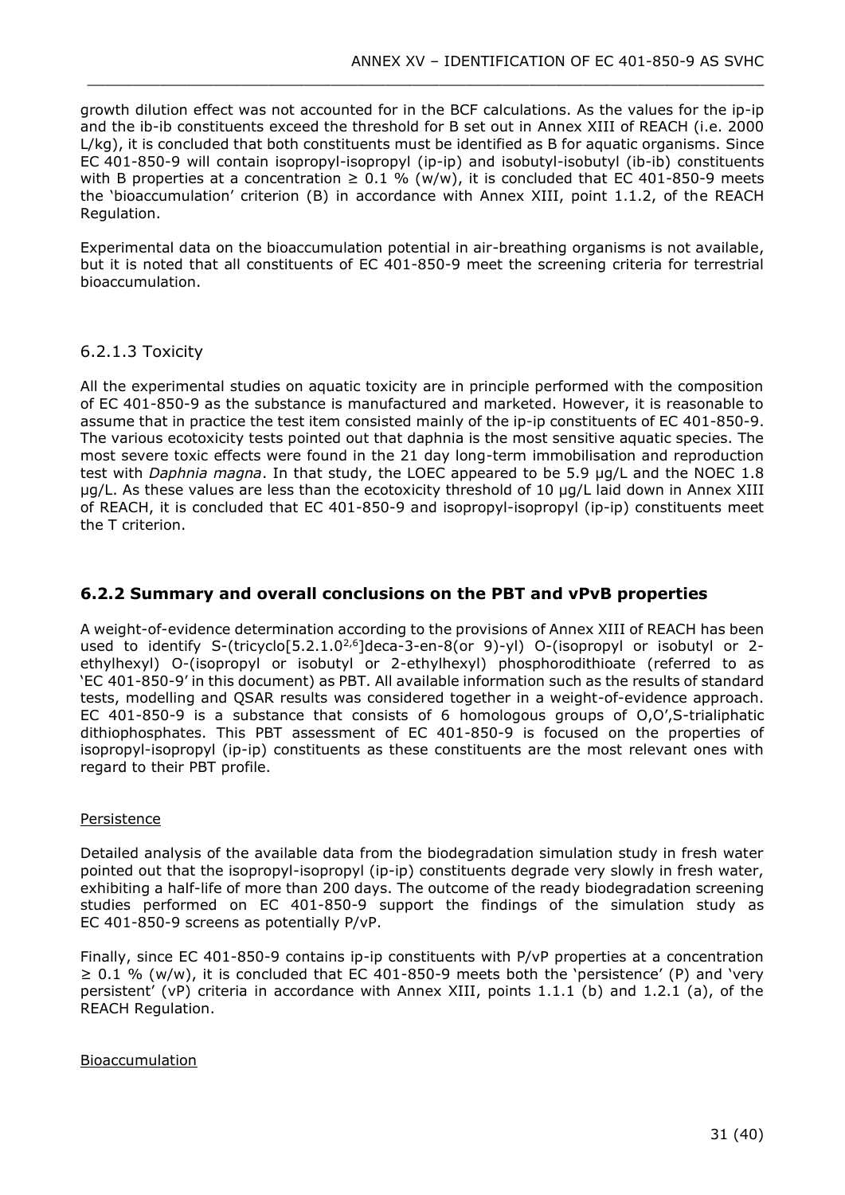growth dilution effect was not accounted for in the BCF calculations. As the values for the ip-ip and the ib-ib constituents exceed the threshold for B set out in Annex XIII of REACH (i.e. 2000 L/kg), it is concluded that both constituents must be identified as B for aquatic organisms. Since EC 401-850-9 will contain isopropyl-isopropyl (ip-ip) and isobutyl-isobutyl (ib-ib) constituents with B properties at a concentration ≥ 0.1 % (w/w), it is concluded that EC 401-850-9 meets the 'bioaccumulation' criterion (B) in accordance with Annex XIII, point 1.1.2, of the REACH Regulation.

Experimental data on the bioaccumulation potential in air-breathing organisms is not available, but it is noted that all constituents of EC 401-850-9 meet the screening criteria for terrestrial bioaccumulation.

### 6.2.1.3 Toxicity

All the experimental studies on aquatic toxicity are in principle performed with the composition of EC 401-850-9 as the substance is manufactured and marketed. However, it is reasonable to assume that in practice the test item consisted mainly of the ip-ip constituents of EC 401-850-9. The various ecotoxicity tests pointed out that daphnia is the most sensitive aquatic species. The most severe toxic effects were found in the 21 day long-term immobilisation and reproduction test with *Daphnia magna*. In that study, the LOEC appeared to be 5.9 µg/L and the NOEC 1.8 µg/L. As these values are less than the ecotoxicity threshold of 10 µg/L laid down in Annex XIII of REACH, it is concluded that EC 401-850-9 and isopropyl-isopropyl (ip-ip) constituents meet the T criterion.

## 6.2.2 Summary and overall conclusions on the PBT and vPvB properties

A weight-of-evidence determination according to the provisions of Annex XIII of REACH has been used to identify S-(tricyclo[5.2.1.0$^{2,6}$]deca-3-en-8(or 9)-yl) O-(isopropyl or isobutyl or 2-ethylhexyl) O-(isopropyl or isobutyl or 2-ethylhexyl) phosphorodithioate (referred to as 'EC 401-850-9' in this document) as PBT. All available information such as the results of standard tests, modelling and QSAR results was considered together in a weight-of-evidence approach. EC 401-850-9 is a substance that consists of 6 homologous groups of O,O',S-trialiphatic dithiophosphates. This PBT assessment of EC 401-850-9 is focused on the properties of isopropyl-isopropyl (ip-ip) constituents as these constituents are the most relevant ones with regard to their PBT profile.

Persistence

Detailed analysis of the available data from the biodegradation simulation study in fresh water pointed out that the isopropyl-isopropyl (ip-ip) constituents degrade very slowly in fresh water, exhibiting a half-life of more than 200 days. The outcome of the ready biodegradation screening studies performed on EC 401-850-9 support the findings of the simulation study as EC 401-850-9 screens as potentially P/vP.

Finally, since EC 401-850-9 contains ip-ip constituents with P/vP properties at a concentration ≥ 0.1 % (w/w), it is concluded that EC 401-850-9 meets both the 'persistence' (P) and 'very persistent' (vP) criteria in accordance with Annex XIII, points 1.1.1 (b) and 1.2.1 (a), of the REACH Regulation.

Bioaccumulation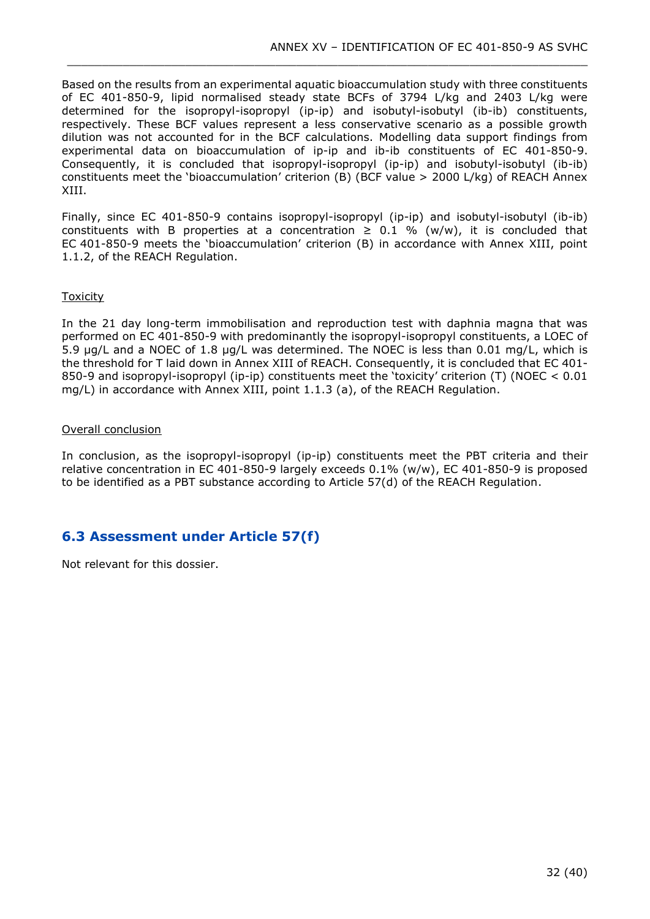Based on the results from an experimental aquatic bioaccumulation study with three constituents of EC 401-850-9, lipid normalised steady state BCFs of 3794 L/kg and 2403 L/kg were determined for the isopropyl-isopropyl (ip-ip) and isobutyl-isobutyl (ib-ib) constituents, respectively. These BCF values represent a less conservative scenario as a possible growth dilution was not accounted for in the BCF calculations. Modelling data support findings from experimental data on bioaccumulation of ip-ip and ib-ib constituents of EC 401-850-9. Consequently, it is concluded that isopropyl-isopropyl (ip-ip) and isobutyl-isobutyl (ib-ib) constituents meet the 'bioaccumulation' criterion (B) (BCF value > 2000 L/kg) of REACH Annex XIII.

Finally, since EC 401-850-9 contains isopropyl-isopropyl (ip-ip) and isobutyl-isobutyl (ib-ib) constituents with B properties at a concentration ≥ 0.1 % (w/w), it is concluded that EC 401-850-9 meets the 'bioaccumulation' criterion (B) in accordance with Annex XIII, point 1.1.2, of the REACH Regulation.

Toxicity

In the 21 day long-term immobilisation and reproduction test with daphnia magna that was performed on EC 401-850-9 with predominantly the isopropyl-isopropyl constituents, a LOEC of 5.9 µg/L and a NOEC of 1.8 µg/L was determined. The NOEC is less than 0.01 mg/L, which is the threshold for T laid down in Annex XIII of REACH. Consequently, it is concluded that EC 401-850-9 and isopropyl-isopropyl (ip-ip) constituents meet the 'toxicity' criterion (T) (NOEC < 0.01 mg/L) in accordance with Annex XIII, point 1.1.3 (a), of the REACH Regulation.

Overall conclusion

In conclusion, as the isopropyl-isopropyl (ip-ip) constituents meet the PBT criteria and their relative concentration in EC 401-850-9 largely exceeds 0.1% (w/w), EC 401-850-9 is proposed to be identified as a PBT substance according to Article 57(d) of the REACH Regulation.

## 6.3 Assessment under Article 57(f)

Not relevant for this dossier.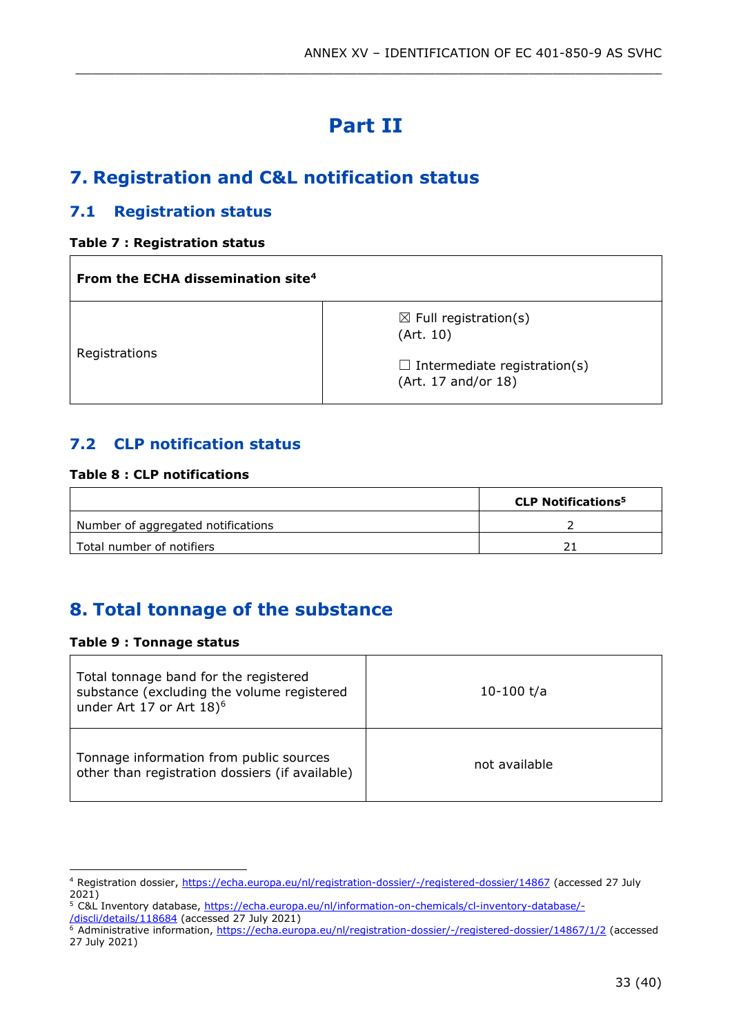# Part II

## 7. Registration and C&L notification status

### 7.1 Registration status

**Table 7 : Registration status**

| **From the ECHA dissemination site[4]** | |
|---|---|
| Registrations | ☒ Full registration(s) (Art. 10)<br><br>☐ Intermediate registration(s) (Art. 17 and/or 18) |

### 7.2 CLP notification status

**Table 8 : CLP notifications**

| | **CLP Notifications[5]** |
|---|---|
| Number of aggregated notifications | 2 |
| Total number of notifiers | 21 |

## 8. Total tonnage of the substance

**Table 9 : Tonnage status**

| | |
|---|---|
| Total tonnage band for the registered substance (excluding the volume registered under Art 17 or Art 18)[6] | 10-100 t/a |
| Tonnage information from public sources other than registration dossiers (if available) | not available |

---

[4] Registration dossier, https://echa.europa.eu/nl/registration-dossier/-/registered-dossier/14867 (accessed 27 July 2021)

[5] C&L Inventory database, https://echa.europa.eu/nl/information-on-chemicals/cl-inventory-database/-/discli/details/118684 (accessed 27 July 2021)

[6] Administrative information, https://echa.europa.eu/nl/registration-dossier/-/registered-dossier/14867/1/2 (accessed 27 July 2021)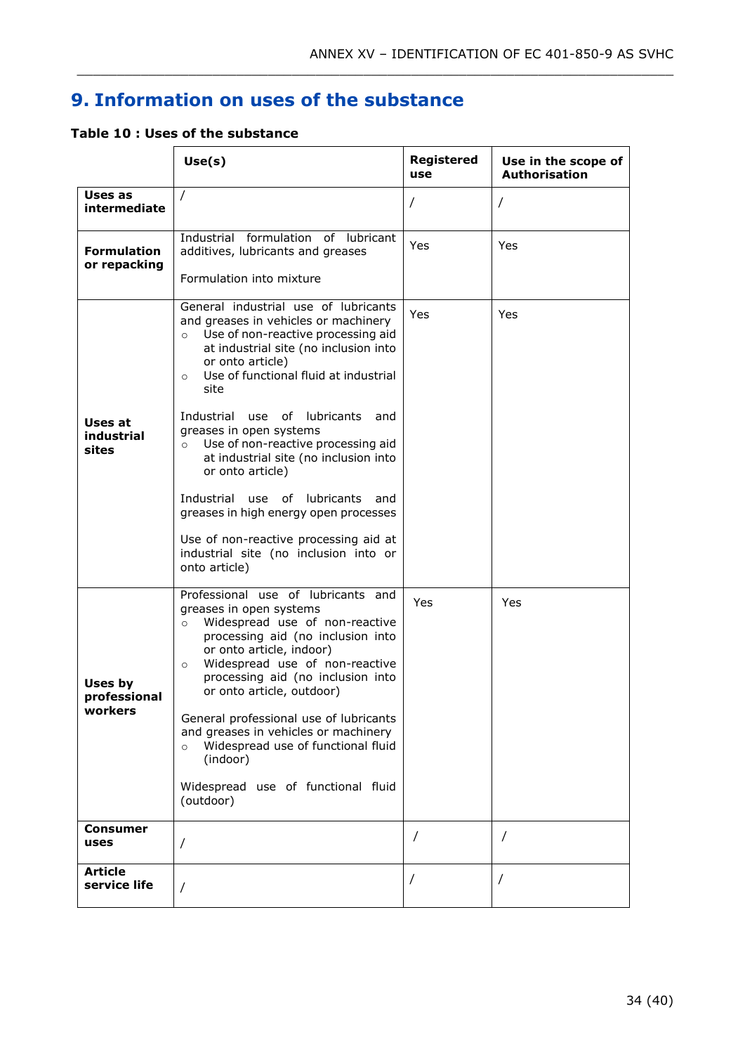# 9. Information on uses of the substance

**Table 10 : Uses of the substance**

| | Use(s) | Registered use | Use in the scope of Authorisation |
|---|---|---|---|
| **Uses as intermediate** | / | / | / |
| **Formulation or repacking** | Industrial formulation of lubricant additives, lubricants and greases<br><br>Formulation into mixture | Yes | Yes |
| **Uses at industrial sites** | General industrial use of lubricants and greases in vehicles or machinery<br>○ Use of non-reactive processing aid at industrial site (no inclusion into or onto article)<br>○ Use of functional fluid at industrial site<br><br>Industrial use of lubricants and greases in open systems<br>○ Use of non-reactive processing aid at industrial site (no inclusion into or onto article)<br><br>Industrial use of lubricants and greases in high energy open processes<br><br>Use of non-reactive processing aid at industrial site (no inclusion into or onto article) | Yes | Yes |
| **Uses by professional workers** | Professional use of lubricants and greases in open systems<br>○ Widespread use of non-reactive processing aid (no inclusion into or onto article, indoor)<br>○ Widespread use of non-reactive processing aid (no inclusion into or onto article, outdoor)<br><br>General professional use of lubricants and greases in vehicles or machinery<br>○ Widespread use of functional fluid (indoor)<br><br>Widespread use of functional fluid (outdoor) | Yes | Yes |
| **Consumer uses** | / | / | / |
| **Article service life** | / | / | / |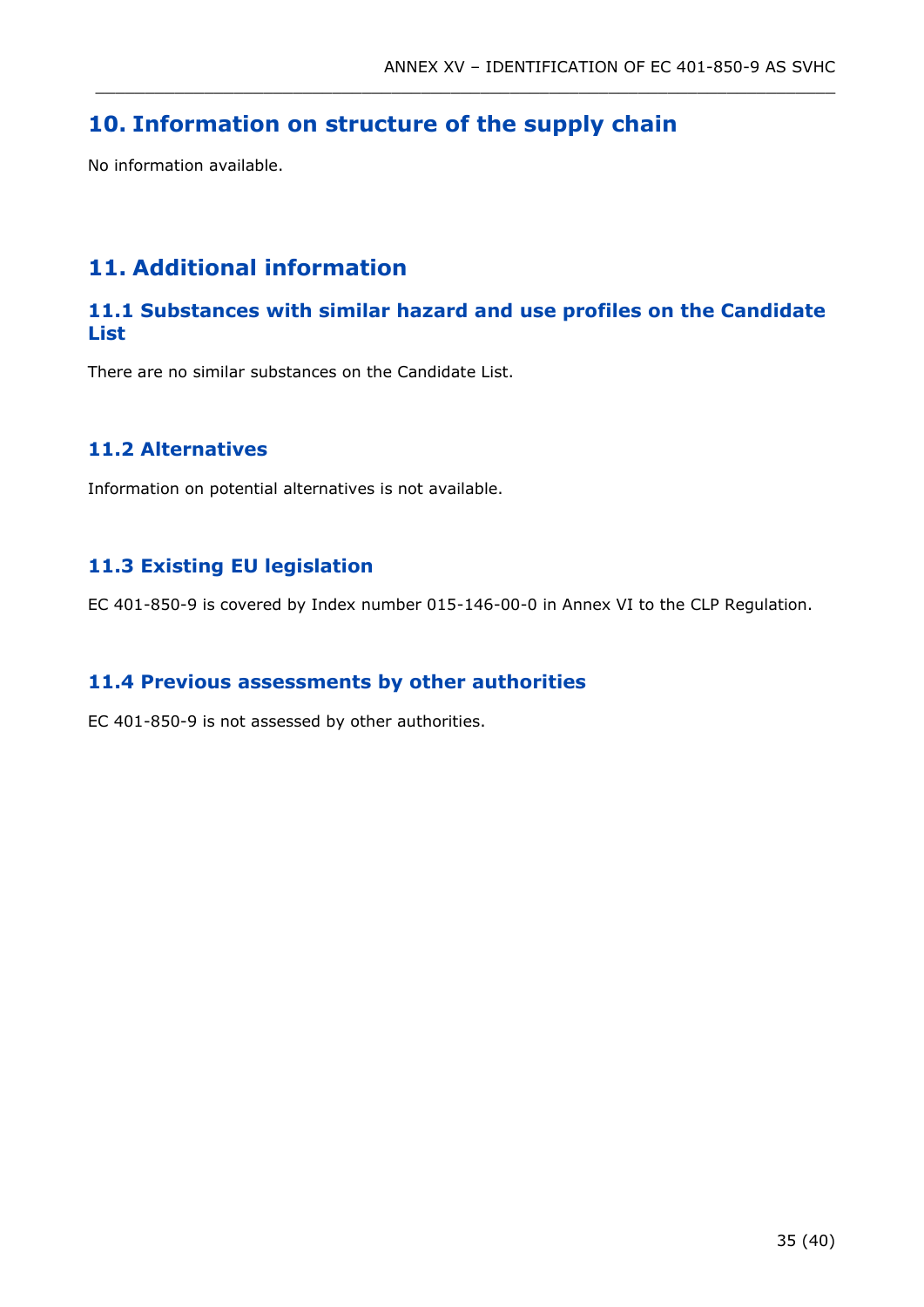# 10. Information on structure of the supply chain

No information available.

# 11. Additional information

## 11.1 Substances with similar hazard and use profiles on the Candidate List

There are no similar substances on the Candidate List.

## 11.2 Alternatives

Information on potential alternatives is not available.

## 11.3 Existing EU legislation

EC 401-850-9 is covered by Index number 015-146-00-0 in Annex VI to the CLP Regulation.

## 11.4 Previous assessments by other authorities

EC 401-850-9 is not assessed by other authorities.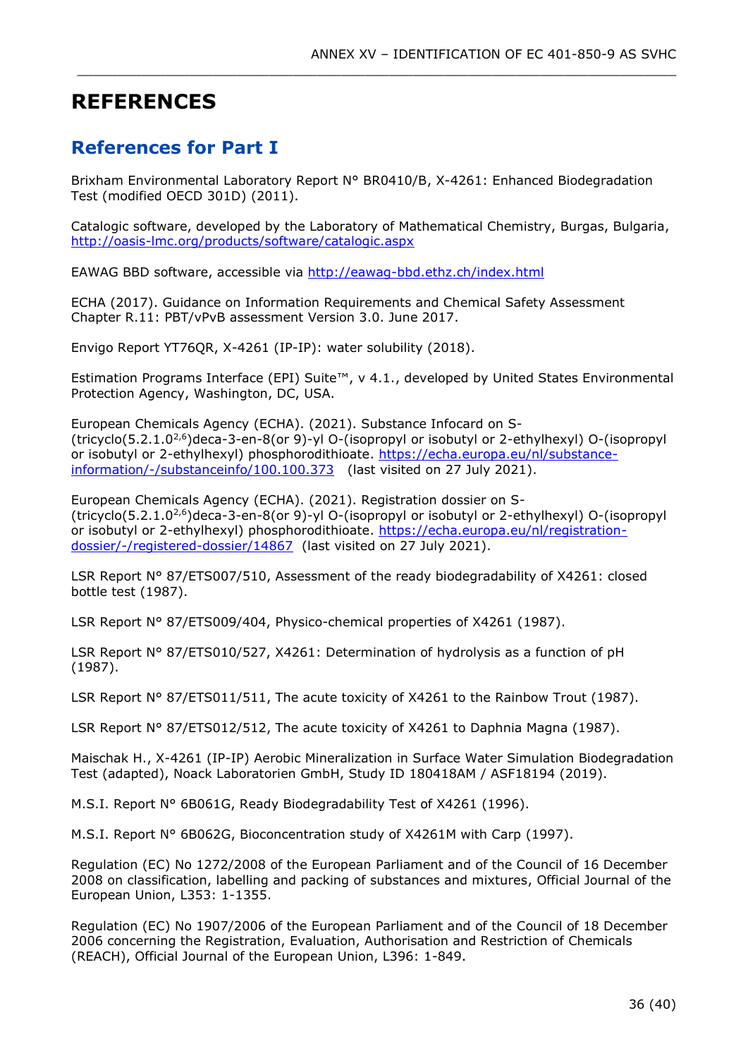# REFERENCES

## References for Part I

Brixham Environmental Laboratory Report N° BR0410/B, X-4261: Enhanced Biodegradation Test (modified OECD 301D) (2011).

Catalogic software, developed by the Laboratory of Mathematical Chemistry, Burgas, Bulgaria, http://oasis-lmc.org/products/software/catalogic.aspx

EAWAG BBD software, accessible via http://eawag-bbd.ethz.ch/index.html

ECHA (2017). Guidance on Information Requirements and Chemical Safety Assessment Chapter R.11: PBT/vPvB assessment Version 3.0. June 2017.

Envigo Report YT76QR, X-4261 (IP-IP): water solubility (2018).

Estimation Programs Interface (EPI) Suite™, v 4.1., developed by United States Environmental Protection Agency, Washington, DC, USA.

European Chemicals Agency (ECHA). (2021). Substance Infocard on S-(tricyclo(5.2.1.0$^{2,6}$)deca-3-en-8(or 9)-yl O-(isopropyl or isobutyl or 2-ethylhexyl) O-(isopropyl or isobutyl or 2-ethylhexyl) phosphorodithioate. https://echa.europa.eu/nl/substance-information/-/substanceinfo/100.100.373 (last visited on 27 July 2021).

European Chemicals Agency (ECHA). (2021). Registration dossier on S-(tricyclo(5.2.1.0$^{2,6}$)deca-3-en-8(or 9)-yl O-(isopropyl or isobutyl or 2-ethylhexyl) O-(isopropyl or isobutyl or 2-ethylhexyl) phosphorodithioate. https://echa.europa.eu/nl/registration-dossier/-/registered-dossier/14867 (last visited on 27 July 2021).

LSR Report N° 87/ETS007/510, Assessment of the ready biodegradability of X4261: closed bottle test (1987).

LSR Report N° 87/ETS009/404, Physico-chemical properties of X4261 (1987).

LSR Report N° 87/ETS010/527, X4261: Determination of hydrolysis as a function of pH (1987).

LSR Report N° 87/ETS011/511, The acute toxicity of X4261 to the Rainbow Trout (1987).

LSR Report N° 87/ETS012/512, The acute toxicity of X4261 to Daphnia Magna (1987).

Maischak H., X-4261 (IP-IP) Aerobic Mineralization in Surface Water Simulation Biodegradation Test (adapted), Noack Laboratorien GmbH, Study ID 180418AM / ASF18194 (2019).

M.S.I. Report N° 6B061G, Ready Biodegradability Test of X4261 (1996).

M.S.I. Report N° 6B062G, Bioconcentration study of X4261M with Carp (1997).

Regulation (EC) No 1272/2008 of the European Parliament and of the Council of 16 December 2008 on classification, labelling and packing of substances and mixtures, Official Journal of the European Union, L353: 1-1355.

Regulation (EC) No 1907/2006 of the European Parliament and of the Council of 18 December 2006 concerning the Registration, Evaluation, Authorisation and Restriction of Chemicals (REACH), Official Journal of the European Union, L396: 1-849.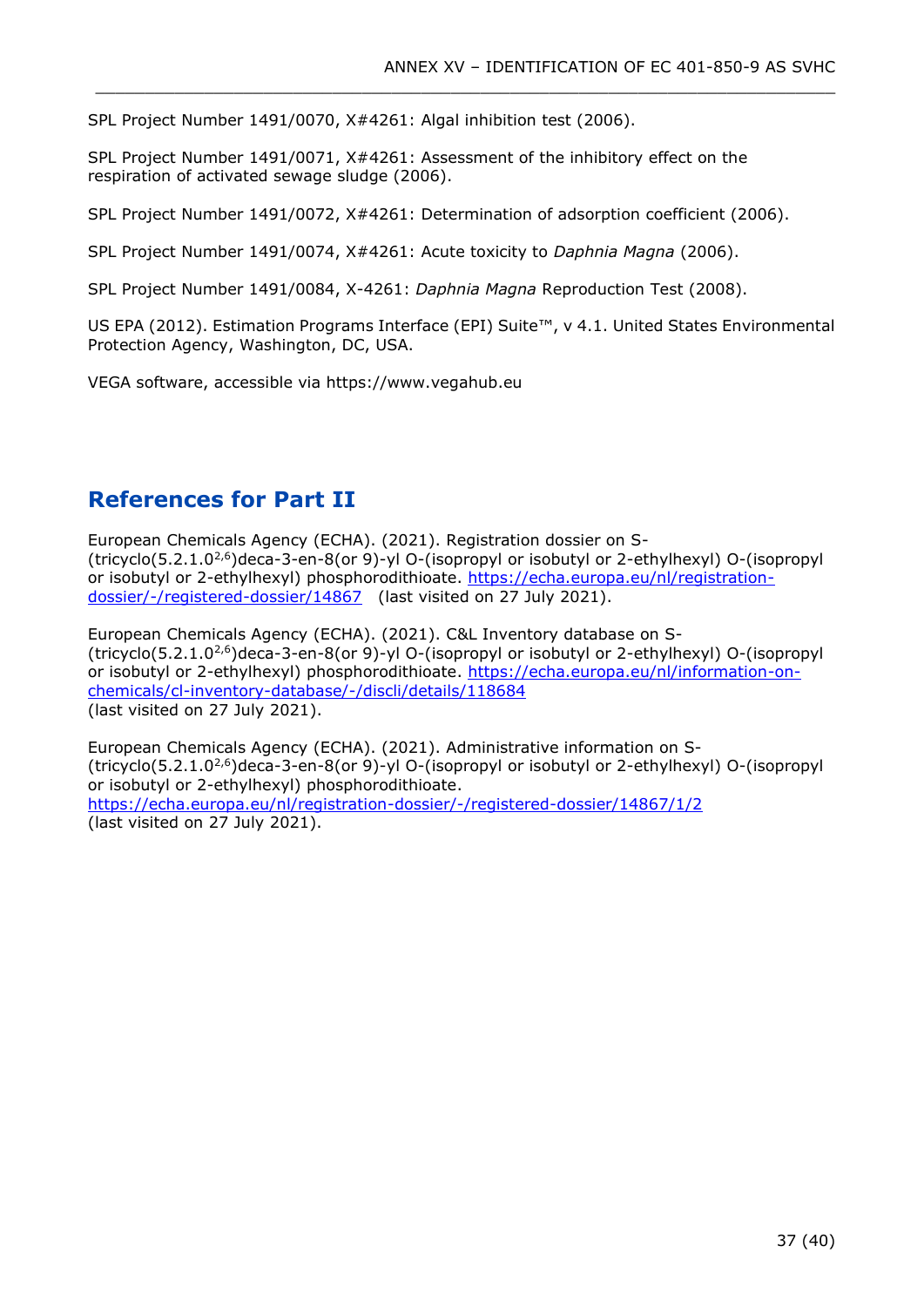SPL Project Number 1491/0070, X#4261: Algal inhibition test (2006).

SPL Project Number 1491/0071, X#4261: Assessment of the inhibitory effect on the respiration of activated sewage sludge (2006).

SPL Project Number 1491/0072, X#4261: Determination of adsorption coefficient (2006).

SPL Project Number 1491/0074, X#4261: Acute toxicity to *Daphnia Magna* (2006).

SPL Project Number 1491/0084, X-4261: *Daphnia Magna* Reproduction Test (2008).

US EPA (2012). Estimation Programs Interface (EPI) Suite™, v 4.1. United States Environmental Protection Agency, Washington, DC, USA.

VEGA software, accessible via https://www.vegahub.eu

## References for Part II

European Chemicals Agency (ECHA). (2021). Registration dossier on S-(tricyclo(5.2.1.0$^{2,6}$)deca-3-en-8(or 9)-yl O-(isopropyl or isobutyl or 2-ethylhexyl) O-(isopropyl or isobutyl or 2-ethylhexyl) phosphorodithioate. https://echa.europa.eu/nl/registration-dossier/-/registered-dossier/14867 (last visited on 27 July 2021).

European Chemicals Agency (ECHA). (2021). C&L Inventory database on S-(tricyclo(5.2.1.0$^{2,6}$)deca-3-en-8(or 9)-yl O-(isopropyl or isobutyl or 2-ethylhexyl) O-(isopropyl or isobutyl or 2-ethylhexyl) phosphorodithioate. https://echa.europa.eu/nl/information-on-chemicals/cl-inventory-database/-/discli/details/118684
(last visited on 27 July 2021).

European Chemicals Agency (ECHA). (2021). Administrative information on S-(tricyclo(5.2.1.0$^{2,6}$)deca-3-en-8(or 9)-yl O-(isopropyl or isobutyl or 2-ethylhexyl) O-(isopropyl or isobutyl or 2-ethylhexyl) phosphorodithioate.
https://echa.europa.eu/nl/registration-dossier/-/registered-dossier/14867/1/2
(last visited on 27 July 2021).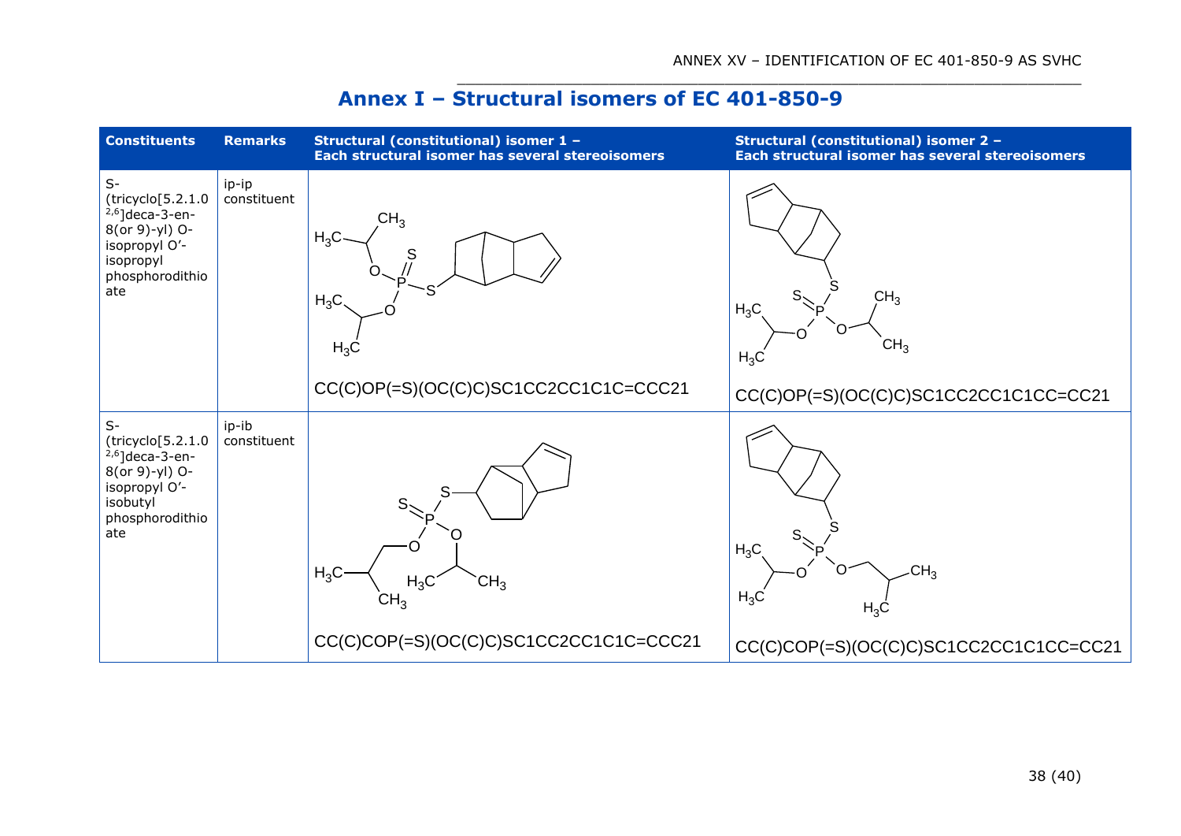# Annex I – Structural isomers of EC 401-850-9

| Constituents | Remarks | Structural (constitutional) isomer 1 – Each structural isomer has several stereoisomers | Structural (constitutional) isomer 2 – Each structural isomer has several stereoisomers |
|---|---|---|---|
| S-(tricyclo[5.2.1.0[2,6]]deca-3-en-8(or 9)-yl) O-isopropyl O'-isopropyl phosphorodithioate | ip-ip constituent | CC(C)OP(=S)(OC(C)C)SC1CC2CC1C1C=CCC21 | CC(C)OP(=S)(OC(C)C)SC1CC2CC1C1CC=CC21 |
| S-(tricyclo[5.2.1.0[2,6]]deca-3-en-8(or 9)-yl) O-isopropyl O'-isobutyl phosphorodithioate | ip-ib constituent | CC(C)COP(=S)(OC(C)C)SC1CC2CC1C1C=CCC21 | CC(C)COP(=S)(OC(C)C)SC1CC2CC1C1CC=CC21 |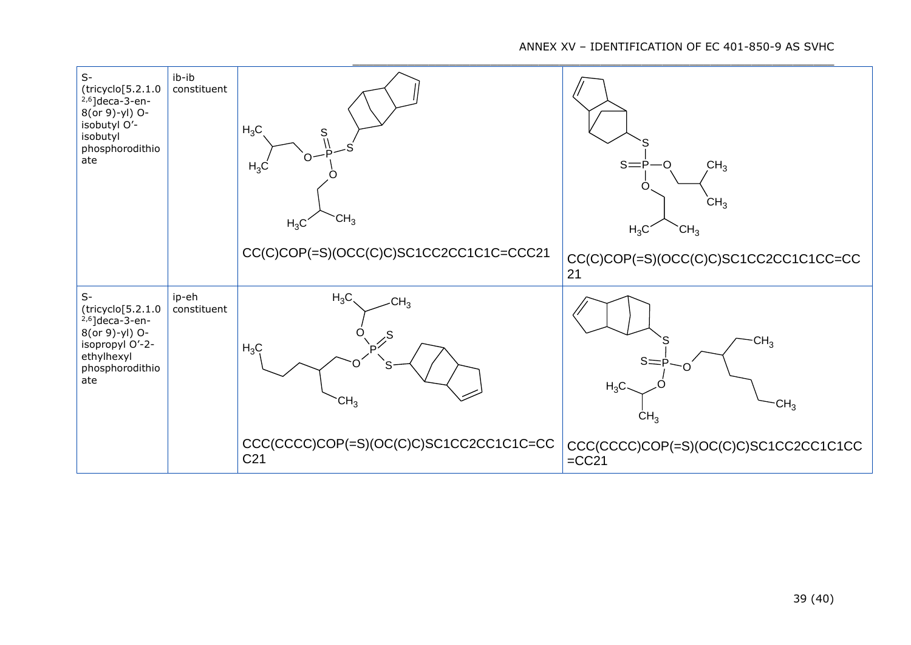| | | | |
|---|---|---|---|
| S-(tricyclo[5.2.1.0 $^{2,6}$]deca-3-en-8(or 9)-yl) O-isobutyl O'-isobutyl phosphorodithioate | ib-ib constituent | CC(C)COP(=S)(OCC(C)C)SC1CC2CC1C1C=CCC21 | CC(C)COP(=S)(OCC(C)C)SC1CC2CC1C1CC=CC21 |
| S-(tricyclo[5.2.1.0 $^{2,6}$]deca-3-en-8(or 9)-yl) O-isopropyl O'-2-ethylhexyl phosphorodithioate | ip-eh constituent | CCC(CCCC)COP(=S)(OC(C)C)SC1CC2CC1C1C=CCC21 | CCC(CCCC)COP(=S)(OC(C)C)SC1CC2CC1C1CC=CC21 |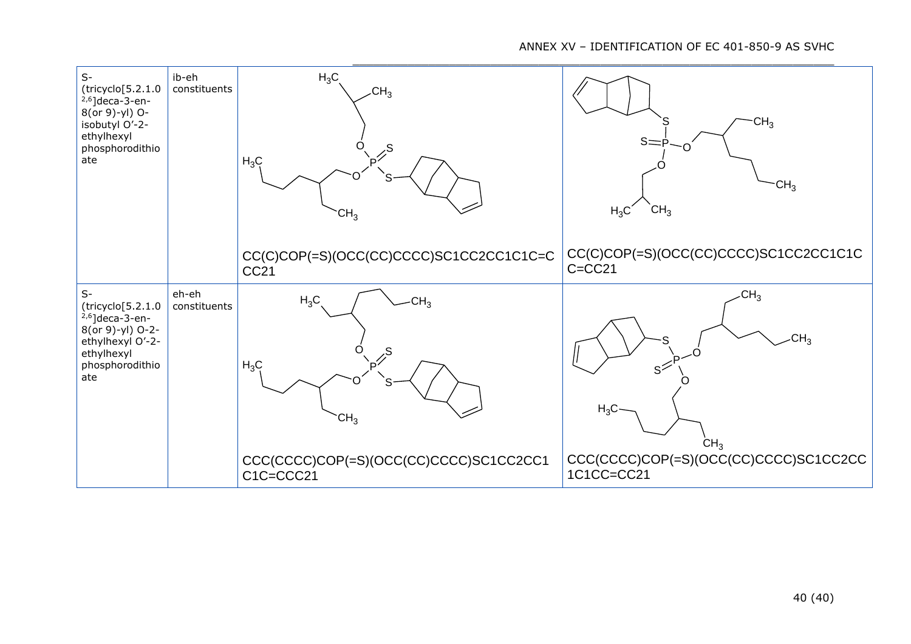| | | | |
|---|---|---|---|
| S-(tricyclo[5.2.1.0 [2,6]]deca-3-en-8(or 9)-yl) O-isobutyl O'-2-ethylhexyl phosphorodithioate | ib-eh constituents | CC(C)COP(=S)(OCC(CC)CCCC)SC1CC2CC1C1C=CCC21 | CC(C)COP(=S)(OCC(CC)CCCC)SC1CC2CC1C1CC=CC21 |
| S-(tricyclo[5.2.1.0 [2,6]]deca-3-en-8(or 9)-yl) O-2-ethylhexyl O'-2-ethylhexyl phosphorodithioate | eh-eh constituents | CCC(CCCC)COP(=S)(OCC(CC)CCCC)SC1CC2CC1C1C=CCC21 | CCC(CCCC)COP(=S)(OCC(CC)CCCC)SC1CC2CC1C1CC=CC21 |